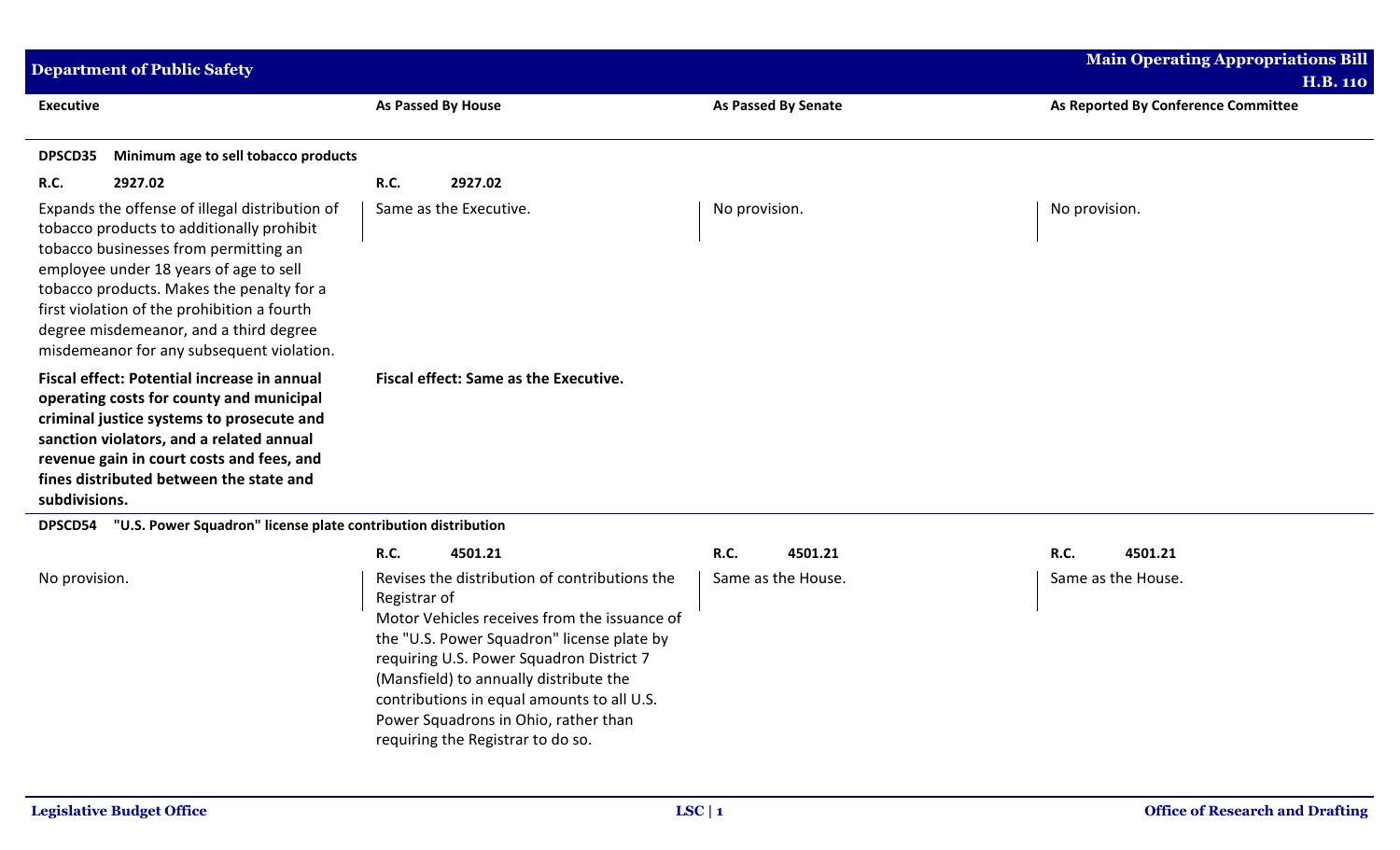## Department of Public Safety

**Main Operating Appropriations Bill H.B. 110**

| Executive | As Passed By House | As Passed By Senate | As Reported By Conference Committee |
|---|---|---|---|
| **DPSCD35 Minimum age to sell tobacco products** | | | |
| **R.C. 2927.02** | **R.C. 2927.02** | | |
| Expands the offense of illegal distribution of tobacco products to additionally prohibit tobacco businesses from permitting an employee under 18 years of age to sell tobacco products. Makes the penalty for a first violation of the prohibition a fourth degree misdemeanor, and a third degree misdemeanor for any subsequent violation. | Same as the Executive. | No provision. | No provision. |
| **Fiscal effect: Potential increase in annual operating costs for county and municipal criminal justice systems to prosecute and sanction violators, and a related annual revenue gain in court costs and fees, and fines distributed between the state and subdivisions.** | **Fiscal effect: Same as the Executive.** | | |
| **DPSCD54 "U.S. Power Squadron" license plate contribution distribution** | | | |
| | **R.C. 4501.21** | **R.C. 4501.21** | **R.C. 4501.21** |
| No provision. | Revises the distribution of contributions the Registrar of Motor Vehicles receives from the issuance of the "U.S. Power Squadron" license plate by requiring U.S. Power Squadron District 7 (Mansfield) to annually distribute the contributions in equal amounts to all U.S. Power Squadrons in Ohio, rather than requiring the Registrar to do so. | Same as the House. | Same as the House. |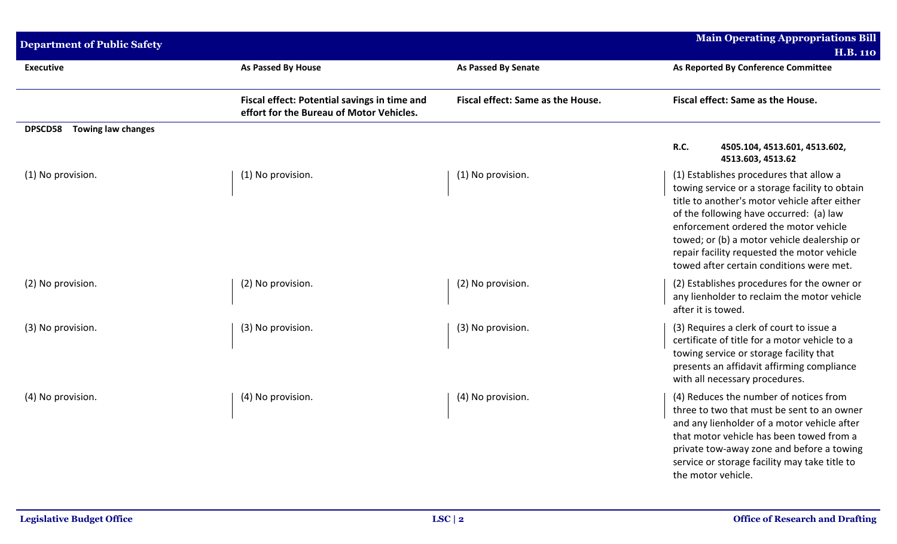| Executive | As Passed By House | As Passed By Senate | As Reported By Conference Committee |
|---|---|---|---|
| | **Fiscal effect: Potential savings in time and effort for the Bureau of Motor Vehicles.** | **Fiscal effect: Same as the House.** | **Fiscal effect: Same as the House.** |
| **DPSCD58 Towing law changes** | | | |
| | | | **R.C. 4505.104, 4513.601, 4513.602, 4513.603, 4513.62** |
| (1) No provision. | (1) No provision. | (1) No provision. | (1) Establishes procedures that allow a towing service or a storage facility to obtain title to another's motor vehicle after either of the following have occurred: (a) law enforcement ordered the motor vehicle towed; or (b) a motor vehicle dealership or repair facility requested the motor vehicle towed after certain conditions were met. |
| (2) No provision. | (2) No provision. | (2) No provision. | (2) Establishes procedures for the owner or any lienholder to reclaim the motor vehicle after it is towed. |
| (3) No provision. | (3) No provision. | (3) No provision. | (3) Requires a clerk of court to issue a certificate of title for a motor vehicle to a towing service or storage facility that presents an affidavit affirming compliance with all necessary procedures. |
| (4) No provision. | (4) No provision. | (4) No provision. | (4) Reduces the number of notices from three to two that must be sent to an owner and any lienholder of a motor vehicle after that motor vehicle has been towed from a private tow-away zone and before a towing service or storage facility may take title to the motor vehicle. |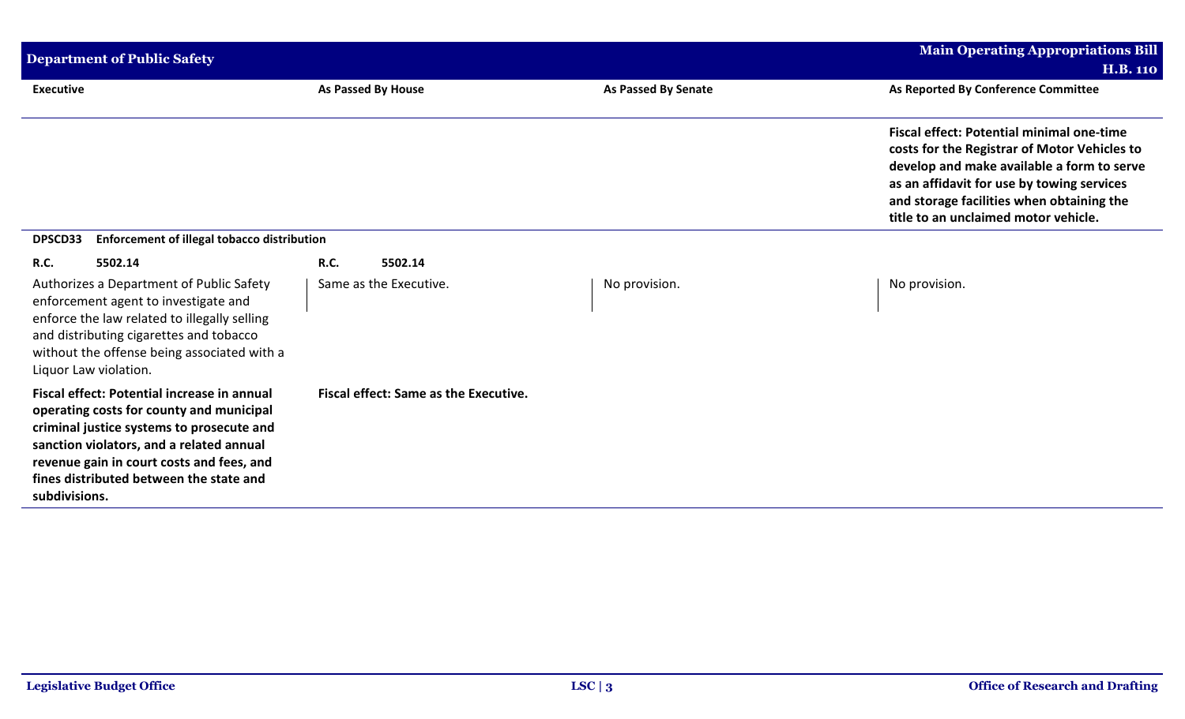| Executive | As Passed By House | As Passed By Senate | As Reported By Conference Committee |
|---|---|---|---|
| | | | **Fiscal effect: Potential minimal one-time costs for the Registrar of Motor Vehicles to develop and make available a form to serve as an affidavit for use by towing services and storage facilities when obtaining the title to an unclaimed motor vehicle.** |
| **DPSCD33 Enforcement of illegal tobacco distribution** | | | |
| **R.C. 5502.14** | **R.C. 5502.14** | | |
| Authorizes a Department of Public Safety enforcement agent to investigate and enforce the law related to illegally selling and distributing cigarettes and tobacco without the offense being associated with a Liquor Law violation. | Same as the Executive. | No provision. | No provision. |
| **Fiscal effect: Potential increase in annual operating costs for county and municipal criminal justice systems to prosecute and sanction violators, and a related annual revenue gain in court costs and fees, and fines distributed between the state and subdivisions.** | **Fiscal effect: Same as the Executive.** | | |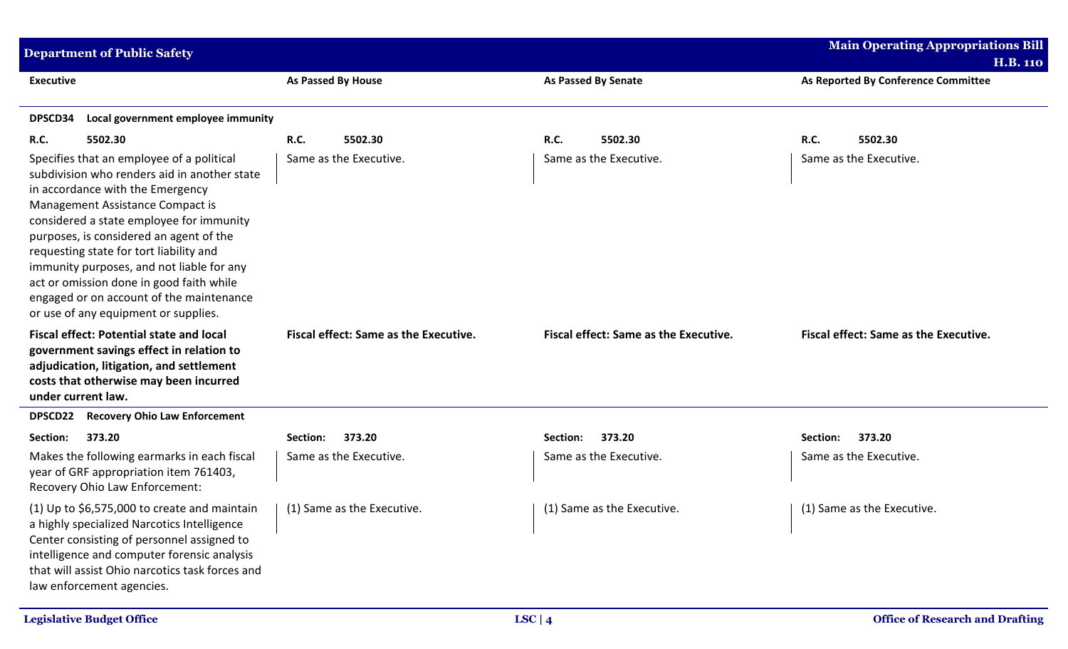| Executive | As Passed By House | As Passed By Senate | As Reported By Conference Committee |
|---|---|---|---|
| **DPSCD34 Local government employee immunity** | | | |
| **R.C. 5502.30** | **R.C. 5502.30** | **R.C. 5502.30** | **R.C. 5502.30** |
| Specifies that an employee of a political subdivision who renders aid in another state in accordance with the Emergency Management Assistance Compact is considered a state employee for immunity purposes, is considered an agent of the requesting state for tort liability and immunity purposes, and not liable for any act or omission done in good faith while engaged or on account of the maintenance or use of any equipment or supplies. | Same as the Executive. | Same as the Executive. | Same as the Executive. |
| **Fiscal effect: Potential state and local government savings effect in relation to adjudication, litigation, and settlement costs that otherwise may been incurred under current law.** | **Fiscal effect: Same as the Executive.** | **Fiscal effect: Same as the Executive.** | **Fiscal effect: Same as the Executive.** |
| **DPSCD22 Recovery Ohio Law Enforcement** | | | |
| **Section: 373.20** | **Section: 373.20** | **Section: 373.20** | **Section: 373.20** |
| Makes the following earmarks in each fiscal year of GRF appropriation item 761403, Recovery Ohio Law Enforcement: | Same as the Executive. | Same as the Executive. | Same as the Executive. |
| (1) Up to $6,575,000 to create and maintain a highly specialized Narcotics Intelligence Center consisting of personnel assigned to intelligence and computer forensic analysis that will assist Ohio narcotics task forces and law enforcement agencies. | (1) Same as the Executive. | (1) Same as the Executive. | (1) Same as the Executive. |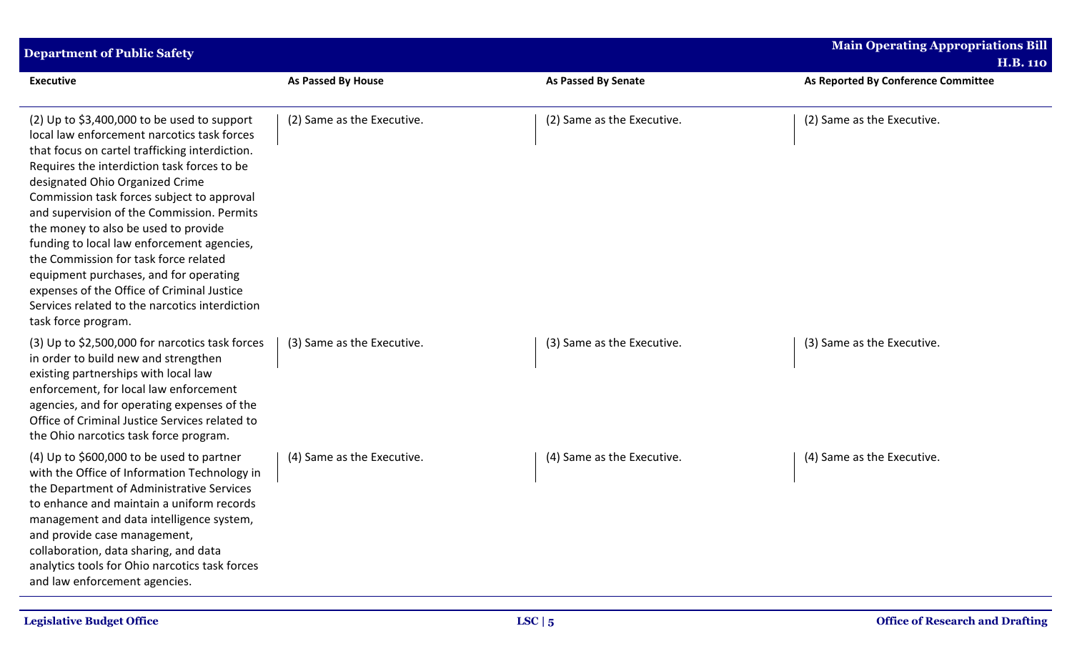| Executive | As Passed By House | As Passed By Senate | As Reported By Conference Committee |
|---|---|---|---|
| (2) Up to $3,400,000 to be used to support local law enforcement narcotics task forces that focus on cartel trafficking interdiction. Requires the interdiction task forces to be designated Ohio Organized Crime Commission task forces subject to approval and supervision of the Commission. Permits the money to also be used to provide funding to local law enforcement agencies, the Commission for task force related equipment purchases, and for operating expenses of the Office of Criminal Justice Services related to the narcotics interdiction task force program. | (2) Same as the Executive. | (2) Same as the Executive. | (2) Same as the Executive. |
| (3) Up to $2,500,000 for narcotics task forces in order to build new and strengthen existing partnerships with local law enforcement, for local law enforcement agencies, and for operating expenses of the Office of Criminal Justice Services related to the Ohio narcotics task force program. | (3) Same as the Executive. | (3) Same as the Executive. | (3) Same as the Executive. |
| (4) Up to $600,000 to be used to partner with the Office of Information Technology in the Department of Administrative Services to enhance and maintain a uniform records management and data intelligence system, and provide case management, collaboration, data sharing, and data analytics tools for Ohio narcotics task forces and law enforcement agencies. | (4) Same as the Executive. | (4) Same as the Executive. | (4) Same as the Executive. |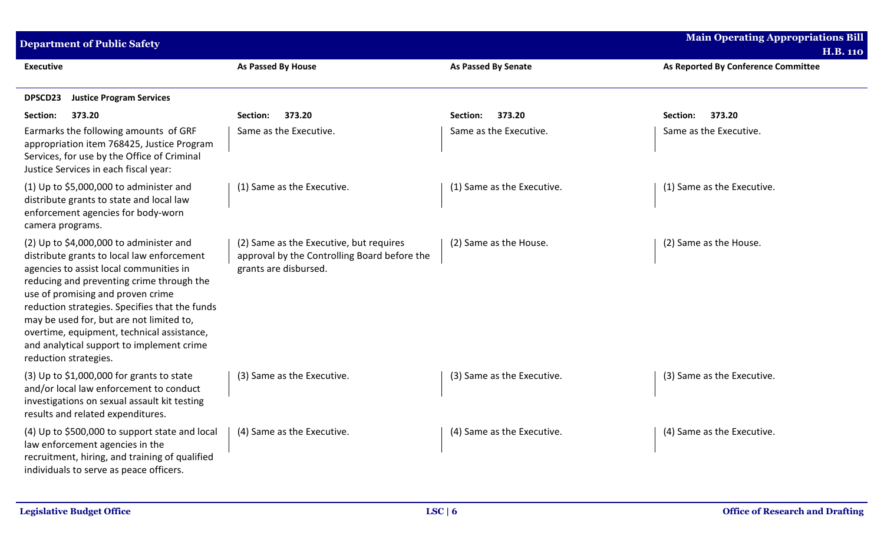| Executive | As Passed By House | As Passed By Senate | As Reported By Conference Committee |
|---|---|---|---|
| **DPSCD23 Justice Program Services** | | | |
| **Section: 373.20** | **Section: 373.20** | **Section: 373.20** | **Section: 373.20** |
| Earmarks the following amounts of GRF appropriation item 768425, Justice Program Services, for use by the Office of Criminal Justice Services in each fiscal year: | Same as the Executive. | Same as the Executive. | Same as the Executive. |
| (1) Up to $5,000,000 to administer and distribute grants to state and local law enforcement agencies for body-worn camera programs. | (1) Same as the Executive. | (1) Same as the Executive. | (1) Same as the Executive. |
| (2) Up to $4,000,000 to administer and distribute grants to local law enforcement agencies to assist local communities in reducing and preventing crime through the use of promising and proven crime reduction strategies. Specifies that the funds may be used for, but are not limited to, overtime, equipment, technical assistance, and analytical support to implement crime reduction strategies. | (2) Same as the Executive, but requires approval by the Controlling Board before the grants are disbursed. | (2) Same as the House. | (2) Same as the House. |
| (3) Up to $1,000,000 for grants to state and/or local law enforcement to conduct investigations on sexual assault kit testing results and related expenditures. | (3) Same as the Executive. | (3) Same as the Executive. | (3) Same as the Executive. |
| (4) Up to $500,000 to support state and local law enforcement agencies in the recruitment, hiring, and training of qualified individuals to serve as peace officers. | (4) Same as the Executive. | (4) Same as the Executive. | (4) Same as the Executive. |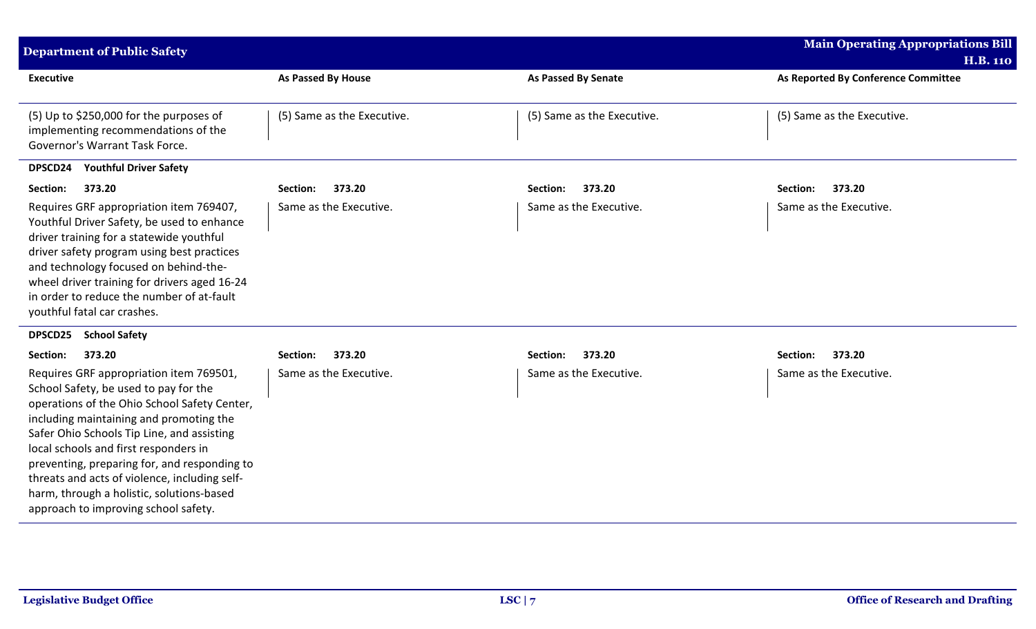| Executive | As Passed By House | As Passed By Senate | As Reported By Conference Committee |
|---|---|---|---|
| (5) Up to $250,000 for the purposes of implementing recommendations of the Governor's Warrant Task Force. | (5) Same as the Executive. | (5) Same as the Executive. | (5) Same as the Executive. |
| **DPSCD24 Youthful Driver Safety** | | | |
| **Section: 373.20** | **Section: 373.20** | **Section: 373.20** | **Section: 373.20** |
| Requires GRF appropriation item 769407, Youthful Driver Safety, be used to enhance driver training for a statewide youthful driver safety program using best practices and technology focused on behind-the-wheel driver training for drivers aged 16-24 in order to reduce the number of at-fault youthful fatal car crashes. | Same as the Executive. | Same as the Executive. | Same as the Executive. |
| **DPSCD25 School Safety** | | | |
| **Section: 373.20** | **Section: 373.20** | **Section: 373.20** | **Section: 373.20** |
| Requires GRF appropriation item 769501, School Safety, be used to pay for the operations of the Ohio School Safety Center, including maintaining and promoting the Safer Ohio Schools Tip Line, and assisting local schools and first responders in preventing, preparing for, and responding to threats and acts of violence, including self-harm, through a holistic, solutions-based approach to improving school safety. | Same as the Executive. | Same as the Executive. | Same as the Executive. |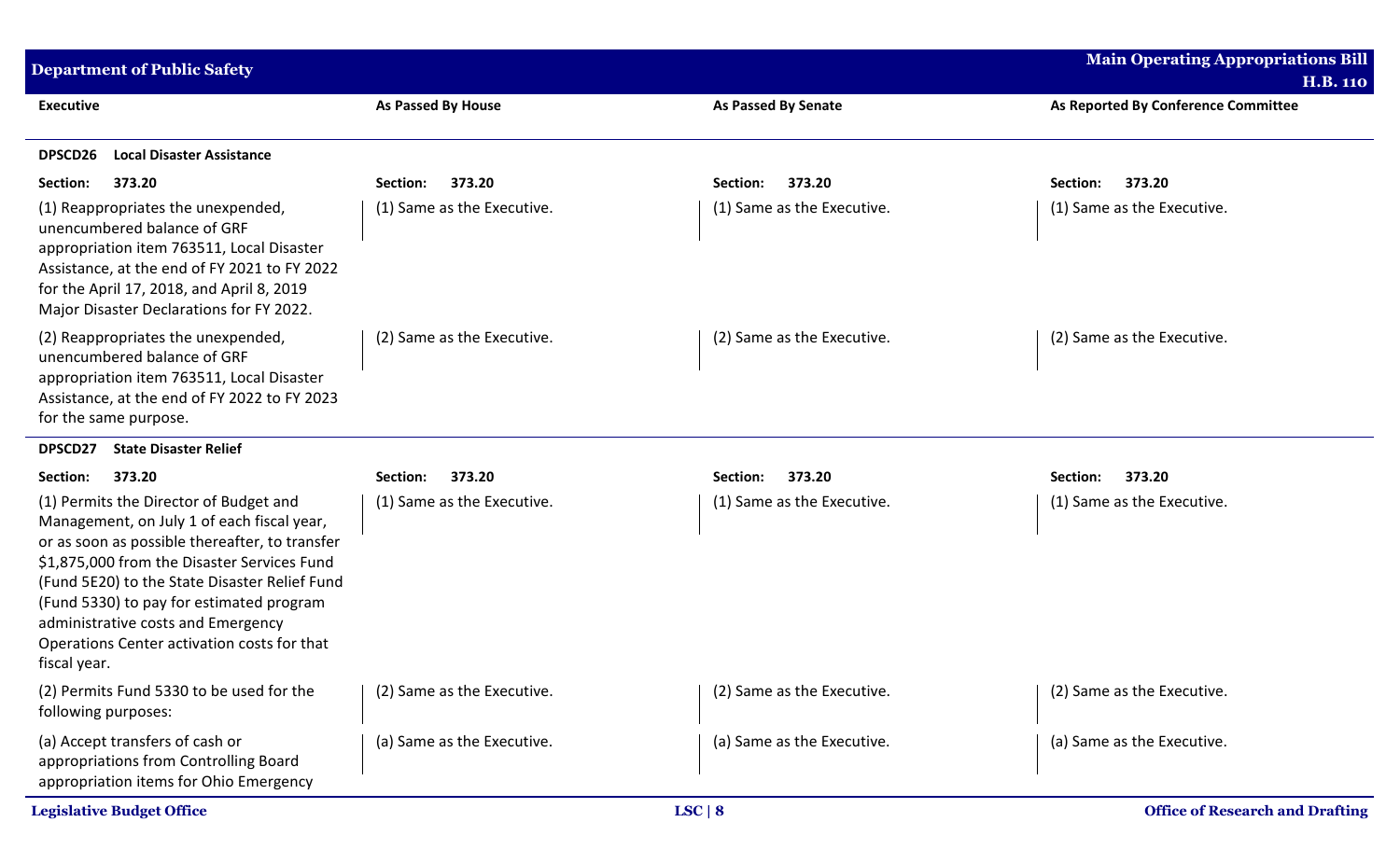| Executive | As Passed By House | As Passed By Senate | As Reported By Conference Committee |
|---|---|---|---|
| **DPSCD26 Local Disaster Assistance** | | | |
| **Section: 373.20** | **Section: 373.20** | **Section: 373.20** | **Section: 373.20** |
| (1) Reappropriates the unexpended, unencumbered balance of GRF appropriation item 763511, Local Disaster Assistance, at the end of FY 2021 to FY 2022 for the April 17, 2018, and April 8, 2019 Major Disaster Declarations for FY 2022. | (1) Same as the Executive. | (1) Same as the Executive. | (1) Same as the Executive. |
| (2) Reappropriates the unexpended, unencumbered balance of GRF appropriation item 763511, Local Disaster Assistance, at the end of FY 2022 to FY 2023 for the same purpose. | (2) Same as the Executive. | (2) Same as the Executive. | (2) Same as the Executive. |
| **DPSCD27 State Disaster Relief** | | | |
| **Section: 373.20** | **Section: 373.20** | **Section: 373.20** | **Section: 373.20** |
| (1) Permits the Director of Budget and Management, on July 1 of each fiscal year, or as soon as possible thereafter, to transfer $1,875,000 from the Disaster Services Fund (Fund 5E20) to the State Disaster Relief Fund (Fund 5330) to pay for estimated program administrative costs and Emergency Operations Center activation costs for that fiscal year. | (1) Same as the Executive. | (1) Same as the Executive. | (1) Same as the Executive. |
| (2) Permits Fund 5330 to be used for the following purposes: | (2) Same as the Executive. | (2) Same as the Executive. | (2) Same as the Executive. |
| (a) Accept transfers of cash or appropriations from Controlling Board appropriation items for Ohio Emergency | (a) Same as the Executive. | (a) Same as the Executive. | (a) Same as the Executive. |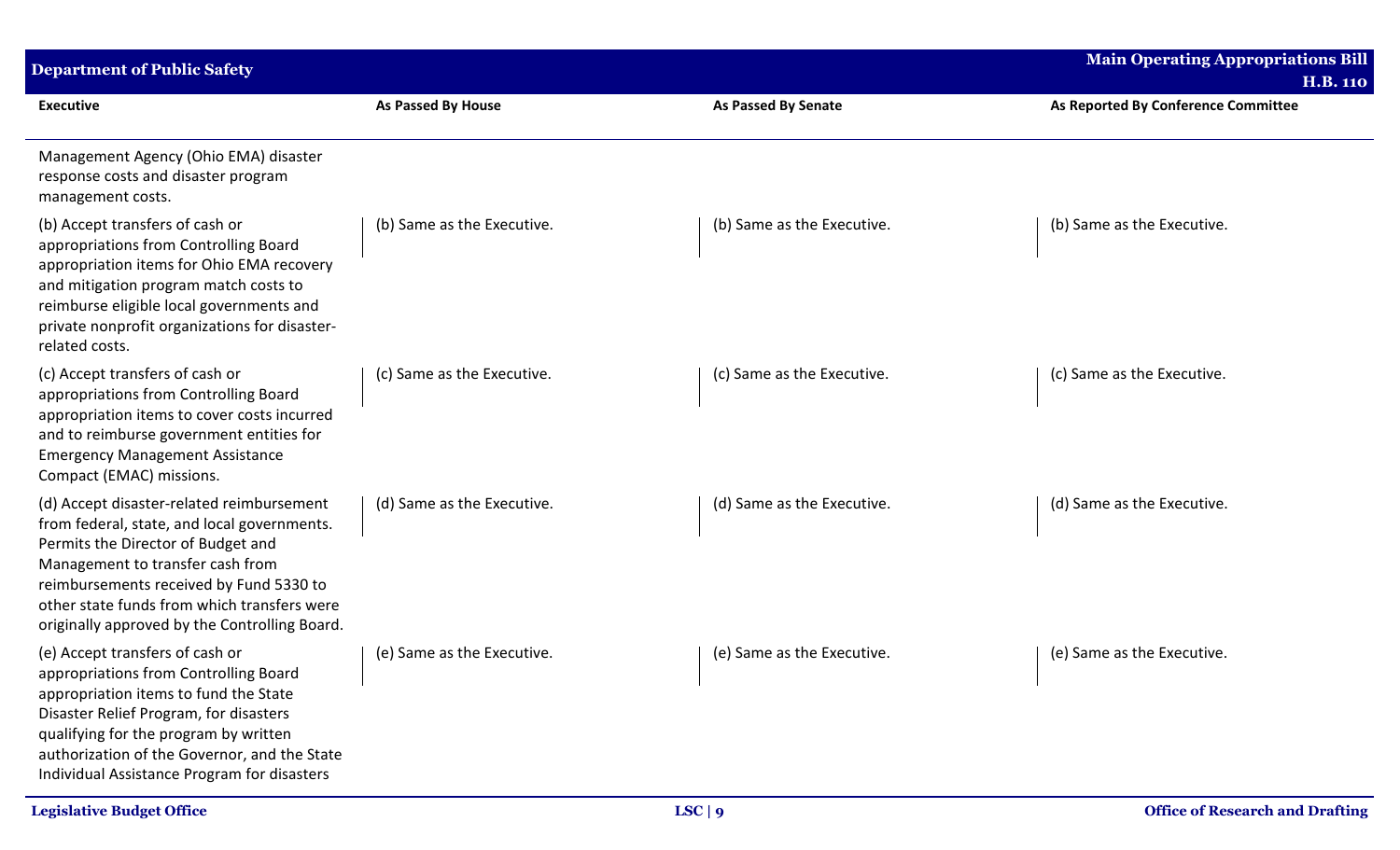| Executive | As Passed By House | As Passed By Senate | As Reported By Conference Committee |
|---|---|---|---|
| Management Agency (Ohio EMA) disaster response costs and disaster program management costs. | | | |
| (b) Accept transfers of cash or appropriations from Controlling Board appropriation items for Ohio EMA recovery and mitigation program match costs to reimburse eligible local governments and private nonprofit organizations for disaster-related costs. | (b) Same as the Executive. | (b) Same as the Executive. | (b) Same as the Executive. |
| (c) Accept transfers of cash or appropriations from Controlling Board appropriation items to cover costs incurred and to reimburse government entities for Emergency Management Assistance Compact (EMAC) missions. | (c) Same as the Executive. | (c) Same as the Executive. | (c) Same as the Executive. |
| (d) Accept disaster-related reimbursement from federal, state, and local governments. Permits the Director of Budget and Management to transfer cash from reimbursements received by Fund 5330 to other state funds from which transfers were originally approved by the Controlling Board. | (d) Same as the Executive. | (d) Same as the Executive. | (d) Same as the Executive. |
| (e) Accept transfers of cash or appropriations from Controlling Board appropriation items to fund the State Disaster Relief Program, for disasters qualifying for the program by written authorization of the Governor, and the State Individual Assistance Program for disasters | (e) Same as the Executive. | (e) Same as the Executive. | (e) Same as the Executive. |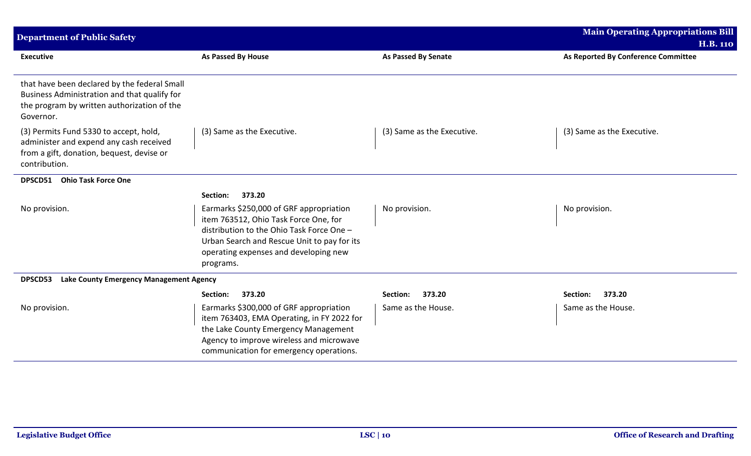| Executive | As Passed By House | As Passed By Senate | As Reported By Conference Committee |
|---|---|---|---|
| that have been declared by the federal Small Business Administration and that qualify for the program by written authorization of the Governor. | | | |
| (3) Permits Fund 5330 to accept, hold, administer and expend any cash received from a gift, donation, bequest, devise or contribution. | (3) Same as the Executive. | (3) Same as the Executive. | (3) Same as the Executive. |
| **DPSCD51 Ohio Task Force One** | | | |
| | **Section: 373.20** | | |
| No provision. | Earmarks $250,000 of GRF appropriation item 763512, Ohio Task Force One, for distribution to the Ohio Task Force One – Urban Search and Rescue Unit to pay for its operating expenses and developing new programs. | No provision. | No provision. |
| **DPSCD53 Lake County Emergency Management Agency** | | | |
| | **Section: 373.20** | **Section: 373.20** | **Section: 373.20** |
| No provision. | Earmarks $300,000 of GRF appropriation item 763403, EMA Operating, in FY 2022 for the Lake County Emergency Management Agency to improve wireless and microwave communication for emergency operations. | Same as the House. | Same as the House. |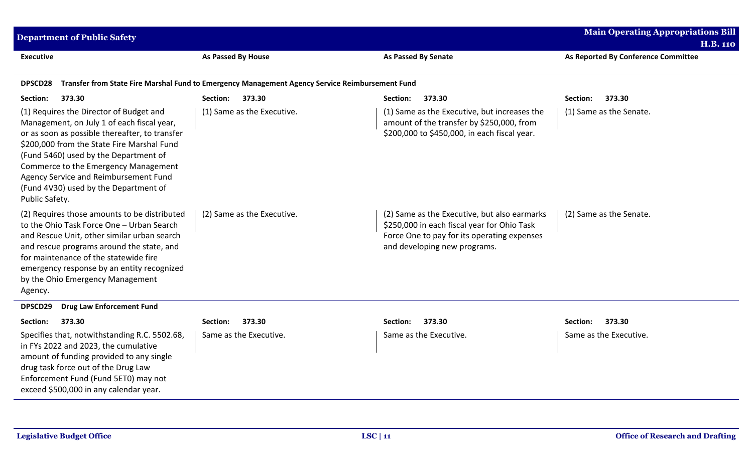| Executive | As Passed By House | As Passed By Senate | As Reported By Conference Committee |
|---|---|---|---|
| **DPSCD28 Transfer from State Fire Marshal Fund to Emergency Management Agency Service Reimbursement Fund** | | | |
| **Section: 373.30** | **Section: 373.30** | **Section: 373.30** | **Section: 373.30** |
| (1) Requires the Director of Budget and Management, on July 1 of each fiscal year, or as soon as possible thereafter, to transfer $200,000 from the State Fire Marshal Fund (Fund 5460) used by the Department of Commerce to the Emergency Management Agency Service and Reimbursement Fund (Fund 4V30) used by the Department of Public Safety. | (1) Same as the Executive. | (1) Same as the Executive, but increases the amount of the transfer by $250,000, from $200,000 to $450,000, in each fiscal year. | (1) Same as the Senate. |
| (2) Requires those amounts to be distributed to the Ohio Task Force One – Urban Search and Rescue Unit, other similar urban search and rescue programs around the state, and for maintenance of the statewide fire emergency response by an entity recognized by the Ohio Emergency Management Agency. | (2) Same as the Executive. | (2) Same as the Executive, but also earmarks $250,000 in each fiscal year for Ohio Task Force One to pay for its operating expenses and developing new programs. | (2) Same as the Senate. |
| **DPSCD29 Drug Law Enforcement Fund** | | | |
| **Section: 373.30** | **Section: 373.30** | **Section: 373.30** | **Section: 373.30** |
| Specifies that, notwithstanding R.C. 5502.68, in FYs 2022 and 2023, the cumulative amount of funding provided to any single drug task force out of the Drug Law Enforcement Fund (Fund 5ET0) may not exceed $500,000 in any calendar year. | Same as the Executive. | Same as the Executive. | Same as the Executive. |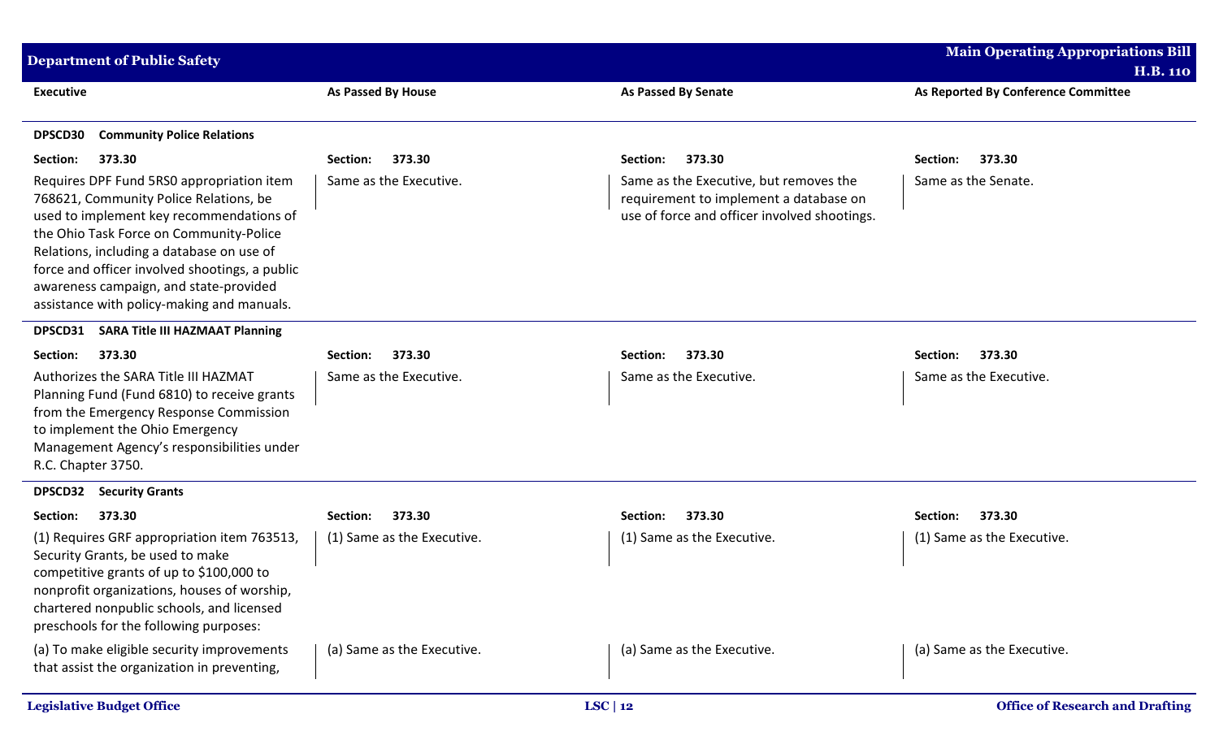| Executive | As Passed By House | As Passed By Senate | As Reported By Conference Committee |
|---|---|---|---|
| **DPSCD30 Community Police Relations** | | | |
| **Section: 373.30** | **Section: 373.30** | **Section: 373.30** | **Section: 373.30** |
| Requires DPF Fund 5RS0 appropriation item 768621, Community Police Relations, be used to implement key recommendations of the Ohio Task Force on Community-Police Relations, including a database on use of force and officer involved shootings, a public awareness campaign, and state-provided assistance with policy-making and manuals. | Same as the Executive. | Same as the Executive, but removes the requirement to implement a database on use of force and officer involved shootings. | Same as the Senate. |
| **DPSCD31 SARA Title III HAZMAAT Planning** | | | |
| **Section: 373.30** | **Section: 373.30** | **Section: 373.30** | **Section: 373.30** |
| Authorizes the SARA Title III HAZMAT Planning Fund (Fund 6810) to receive grants from the Emergency Response Commission to implement the Ohio Emergency Management Agency's responsibilities under R.C. Chapter 3750. | Same as the Executive. | Same as the Executive. | Same as the Executive. |
| **DPSCD32 Security Grants** | | | |
| **Section: 373.30** | **Section: 373.30** | **Section: 373.30** | **Section: 373.30** |
| (1) Requires GRF appropriation item 763513, Security Grants, be used to make competitive grants of up to $100,000 to nonprofit organizations, houses of worship, chartered nonpublic schools, and licensed preschools for the following purposes: | (1) Same as the Executive. | (1) Same as the Executive. | (1) Same as the Executive. |
| (a) To make eligible security improvements that assist the organization in preventing, | (a) Same as the Executive. | (a) Same as the Executive. | (a) Same as the Executive. |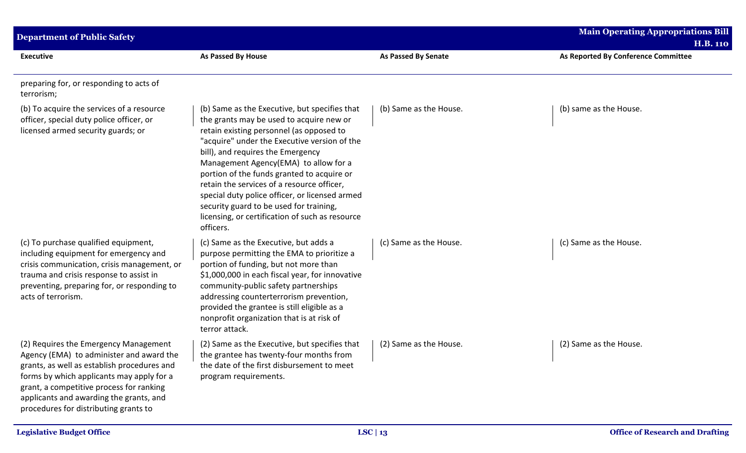| Executive | As Passed By House | As Passed By Senate | As Reported By Conference Committee |
|---|---|---|---|
| preparing for, or responding to acts of terrorism; | | | |
| (b) To acquire the services of a resource officer, special duty police officer, or licensed armed security guards; or | (b) Same as the Executive, but specifies that the grants may be used to acquire new or retain existing personnel (as opposed to "acquire" under the Executive version of the bill), and requires the Emergency Management Agency(EMA) to allow for a portion of the funds granted to acquire or retain the services of a resource officer, special duty police officer, or licensed armed security guard to be used for training, licensing, or certification of such as resource officers. | (b) Same as the House. | (b) same as the House. |
| (c) To purchase qualified equipment, including equipment for emergency and crisis communication, crisis management, or trauma and crisis response to assist in preventing, preparing for, or responding to acts of terrorism. | (c) Same as the Executive, but adds a purpose permitting the EMA to prioritize a portion of funding, but not more than $1,000,000 in each fiscal year, for innovative community-public safety partnerships addressing counterterrorism prevention, provided the grantee is still eligible as a nonprofit organization that is at risk of terror attack. | (c) Same as the House. | (c) Same as the House. |
| (2) Requires the Emergency Management Agency (EMA) to administer and award the grants, as well as establish procedures and forms by which applicants may apply for a grant, a competitive process for ranking applicants and awarding the grants, and procedures for distributing grants to | (2) Same as the Executive, but specifies that the grantee has twenty-four months from the date of the first disbursement to meet program requirements. | (2) Same as the House. | (2) Same as the House. |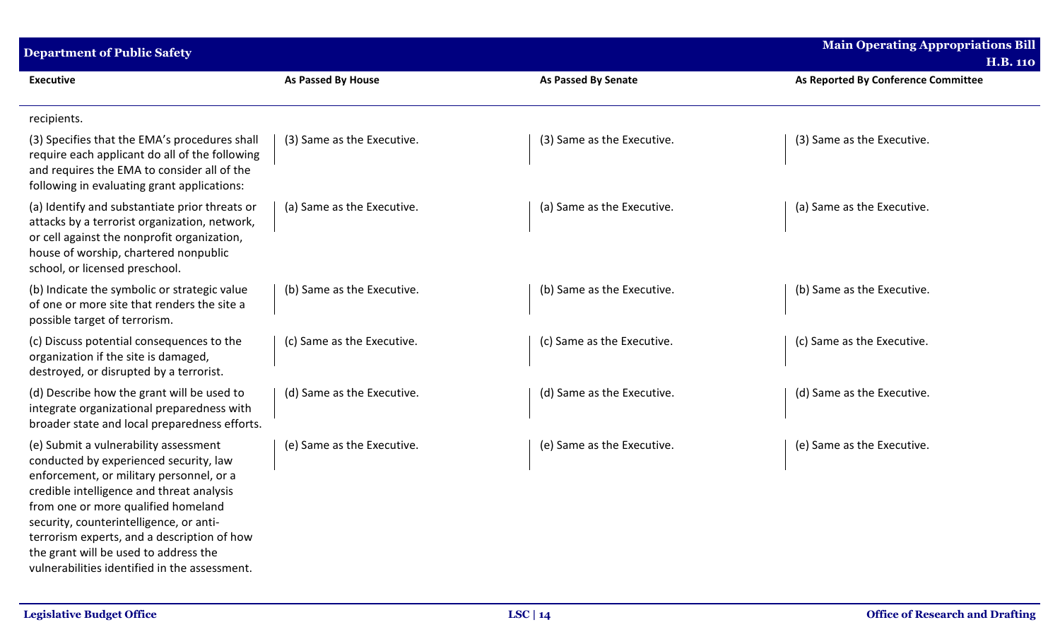| Executive | As Passed By House | As Passed By Senate | As Reported By Conference Committee |
|---|---|---|---|
| recipients. | | | |
| (3) Specifies that the EMA's procedures shall require each applicant do all of the following and requires the EMA to consider all of the following in evaluating grant applications: | (3) Same as the Executive. | (3) Same as the Executive. | (3) Same as the Executive. |
| (a) Identify and substantiate prior threats or attacks by a terrorist organization, network, or cell against the nonprofit organization, house of worship, chartered nonpublic school, or licensed preschool. | (a) Same as the Executive. | (a) Same as the Executive. | (a) Same as the Executive. |
| (b) Indicate the symbolic or strategic value of one or more site that renders the site a possible target of terrorism. | (b) Same as the Executive. | (b) Same as the Executive. | (b) Same as the Executive. |
| (c) Discuss potential consequences to the organization if the site is damaged, destroyed, or disrupted by a terrorist. | (c) Same as the Executive. | (c) Same as the Executive. | (c) Same as the Executive. |
| (d) Describe how the grant will be used to integrate organizational preparedness with broader state and local preparedness efforts. | (d) Same as the Executive. | (d) Same as the Executive. | (d) Same as the Executive. |
| (e) Submit a vulnerability assessment conducted by experienced security, law enforcement, or military personnel, or a credible intelligence and threat analysis from one or more qualified homeland security, counterintelligence, or anti-terrorism experts, and a description of how the grant will be used to address the vulnerabilities identified in the assessment. | (e) Same as the Executive. | (e) Same as the Executive. | (e) Same as the Executive. |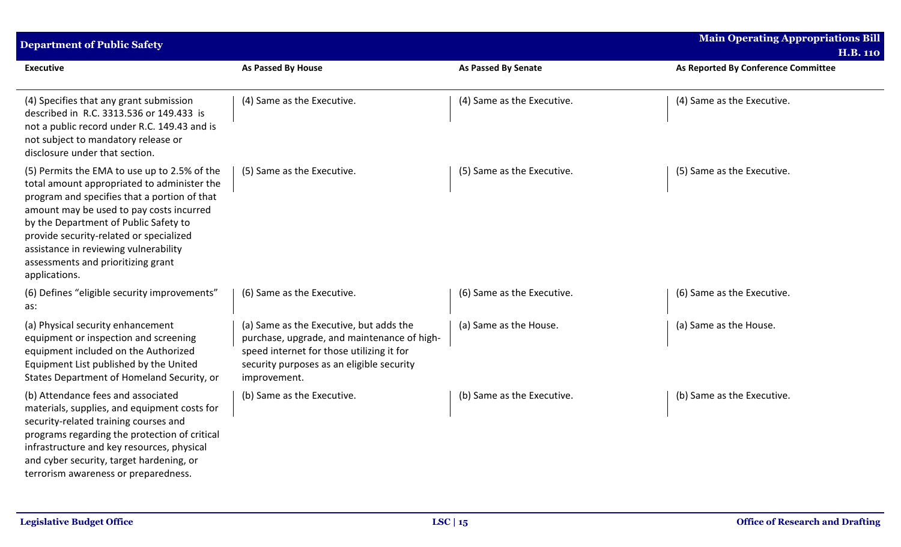| Executive | As Passed By House | As Passed By Senate | As Reported By Conference Committee |
|---|---|---|---|
| (4) Specifies that any grant submission described in R.C. 3313.536 or 149.433 is not a public record under R.C. 149.43 and is not subject to mandatory release or disclosure under that section. | (4) Same as the Executive. | (4) Same as the Executive. | (4) Same as the Executive. |
| (5) Permits the EMA to use up to 2.5% of the total amount appropriated to administer the program and specifies that a portion of that amount may be used to pay costs incurred by the Department of Public Safety to provide security-related or specialized assistance in reviewing vulnerability assessments and prioritizing grant applications. | (5) Same as the Executive. | (5) Same as the Executive. | (5) Same as the Executive. |
| (6) Defines "eligible security improvements" as: | (6) Same as the Executive. | (6) Same as the Executive. | (6) Same as the Executive. |
| (a) Physical security enhancement equipment or inspection and screening equipment included on the Authorized Equipment List published by the United States Department of Homeland Security, or | (a) Same as the Executive, but adds the purchase, upgrade, and maintenance of high-speed internet for those utilizing it for security purposes as an eligible security improvement. | (a) Same as the House. | (a) Same as the House. |
| (b) Attendance fees and associated materials, supplies, and equipment costs for security-related training courses and programs regarding the protection of critical infrastructure and key resources, physical and cyber security, target hardening, or terrorism awareness or preparedness. | (b) Same as the Executive. | (b) Same as the Executive. | (b) Same as the Executive. |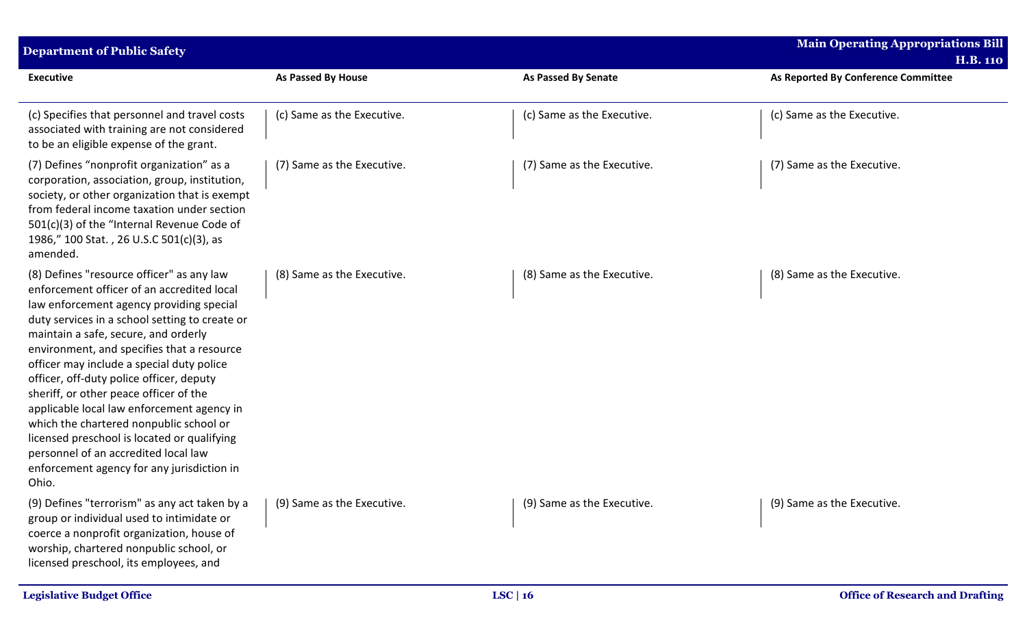| Executive | As Passed By House | As Passed By Senate | As Reported By Conference Committee |
|---|---|---|---|
| (c) Specifies that personnel and travel costs associated with training are not considered to be an eligible expense of the grant. | (c) Same as the Executive. | (c) Same as the Executive. | (c) Same as the Executive. |
| (7) Defines "nonprofit organization" as a corporation, association, group, institution, society, or other organization that is exempt from federal income taxation under section 501(c)(3) of the "Internal Revenue Code of 1986," 100 Stat. , 26 U.S.C 501(c)(3), as amended. | (7) Same as the Executive. | (7) Same as the Executive. | (7) Same as the Executive. |
| (8) Defines "resource officer" as any law enforcement officer of an accredited local law enforcement agency providing special duty services in a school setting to create or maintain a safe, secure, and orderly environment, and specifies that a resource officer may include a special duty police officer, off-duty police officer, deputy sheriff, or other peace officer of the applicable local law enforcement agency in which the chartered nonpublic school or licensed preschool is located or qualifying personnel of an accredited local law enforcement agency for any jurisdiction in Ohio. | (8) Same as the Executive. | (8) Same as the Executive. | (8) Same as the Executive. |
| (9) Defines "terrorism" as any act taken by a group or individual used to intimidate or coerce a nonprofit organization, house of worship, chartered nonpublic school, or licensed preschool, its employees, and | (9) Same as the Executive. | (9) Same as the Executive. | (9) Same as the Executive. |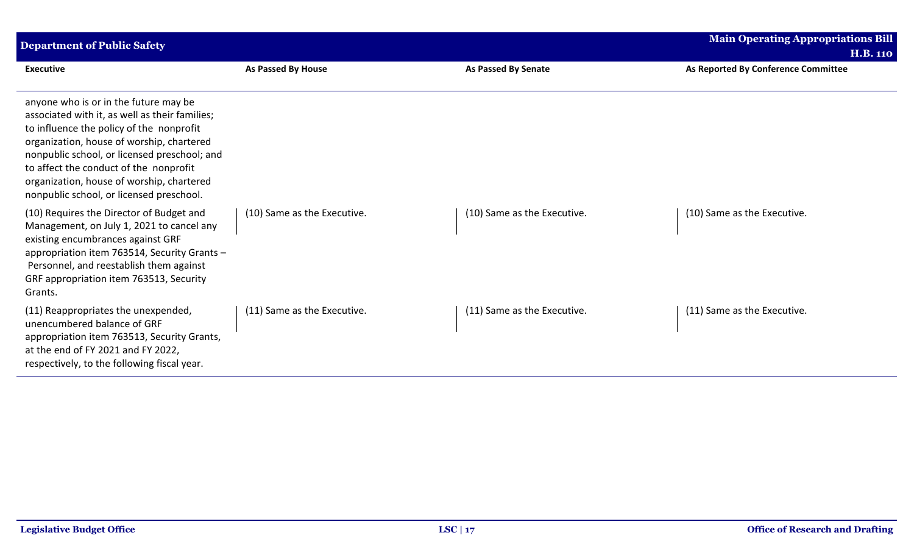| Executive | As Passed By House | As Passed By Senate | As Reported By Conference Committee |
|---|---|---|---|
| anyone who is or in the future may be associated with it, as well as their families; to influence the policy of the nonprofit organization, house of worship, chartered nonpublic school, or licensed preschool; and to affect the conduct of the nonprofit organization, house of worship, chartered nonpublic school, or licensed preschool. | | | |
| (10) Requires the Director of Budget and Management, on July 1, 2021 to cancel any existing encumbrances against GRF appropriation item 763514, Security Grants – Personnel, and reestablish them against GRF appropriation item 763513, Security Grants. | (10) Same as the Executive. | (10) Same as the Executive. | (10) Same as the Executive. |
| (11) Reappropriates the unexpended, unencumbered balance of GRF appropriation item 763513, Security Grants, at the end of FY 2021 and FY 2022, respectively, to the following fiscal year. | (11) Same as the Executive. | (11) Same as the Executive. | (11) Same as the Executive. |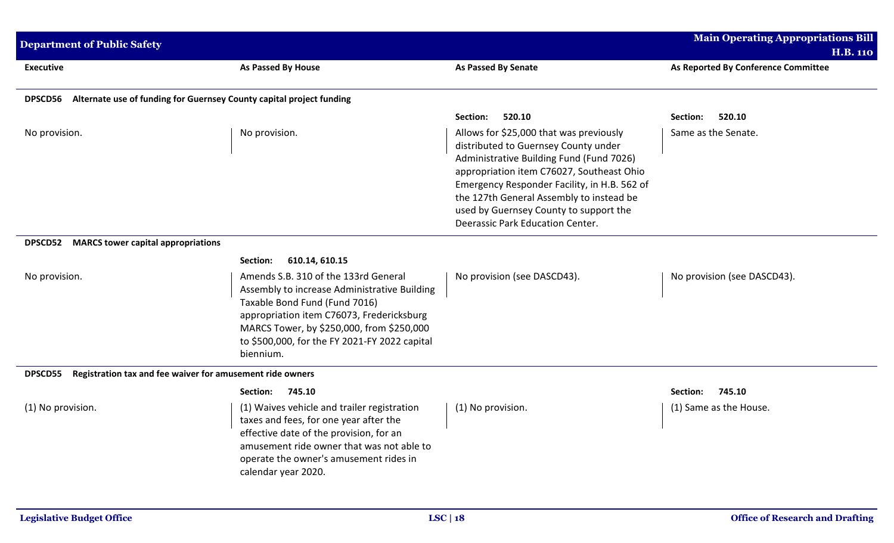| Executive | As Passed By House | As Passed By Senate | As Reported By Conference Committee |
|---|---|---|---|
| **DPSCD56 Alternate use of funding for Guernsey County capital project funding** | | | |
| | | **Section: 520.10** | **Section: 520.10** |
| No provision. | No provision. | Allows for $25,000 that was previously distributed to Guernsey County under Administrative Building Fund (Fund 7026) appropriation item C76027, Southeast Ohio Emergency Responder Facility, in H.B. 562 of the 127th General Assembly to instead be used by Guernsey County to support the Deerassic Park Education Center. | Same as the Senate. |
| **DPSCD52 MARCS tower capital appropriations** | | | |
| | **Section: 610.14, 610.15** | | |
| No provision. | Amends S.B. 310 of the 133rd General Assembly to increase Administrative Building Taxable Bond Fund (Fund 7016) appropriation item C76073, Fredericksburg MARCS Tower, by $250,000, from $250,000 to $500,000, for the FY 2021-FY 2022 capital biennium. | No provision (see DASCD43). | No provision (see DASCD43). |
| **DPSCD55 Registration tax and fee waiver for amusement ride owners** | | | |
| | **Section: 745.10** | | **Section: 745.10** |
| (1) No provision. | (1) Waives vehicle and trailer registration taxes and fees, for one year after the effective date of the provision, for an amusement ride owner that was not able to operate the owner's amusement rides in calendar year 2020. | (1) No provision. | (1) Same as the House. |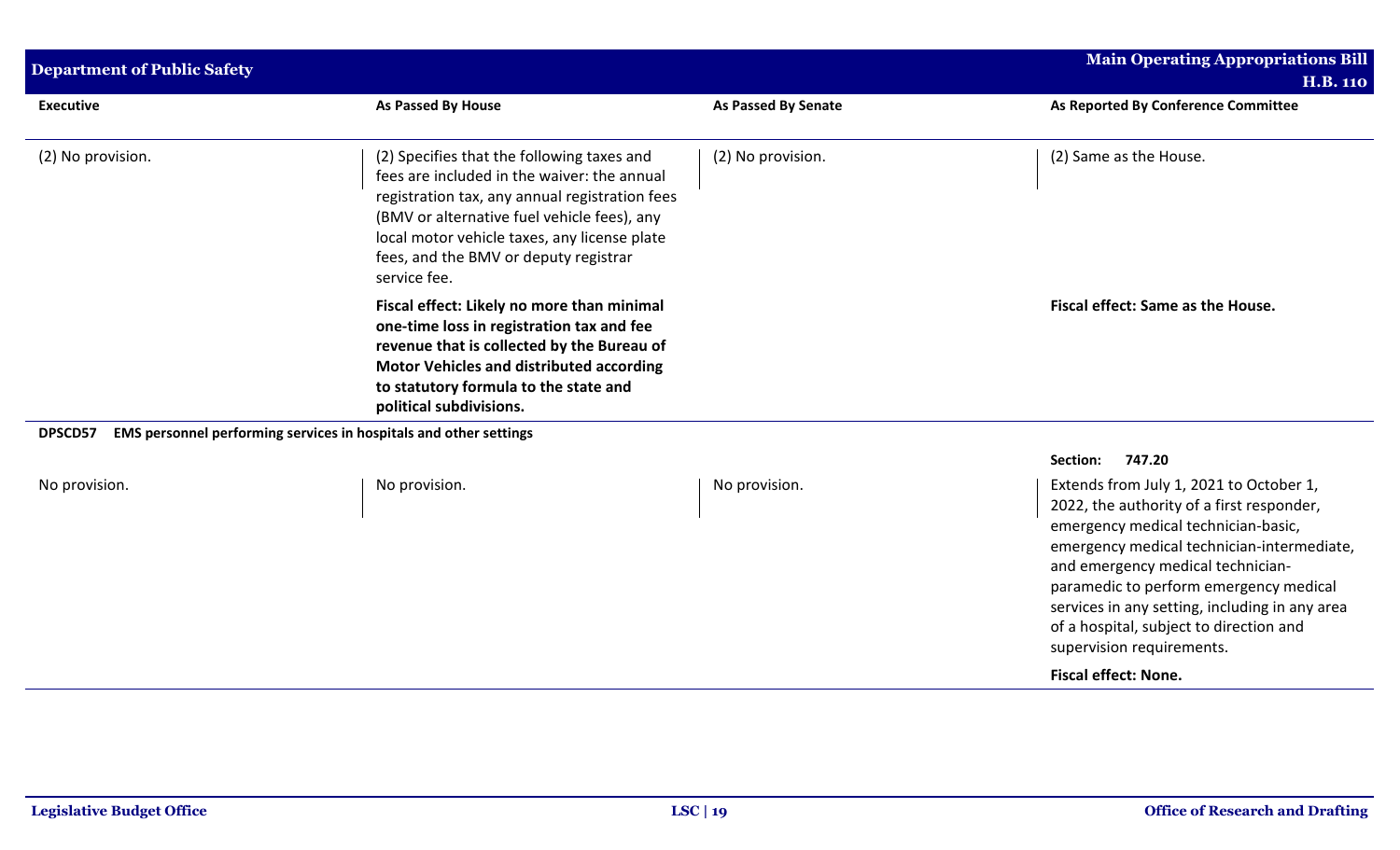| Executive | As Passed By House | As Passed By Senate | As Reported By Conference Committee |
|---|---|---|---|
| (2) No provision. | (2) Specifies that the following taxes and fees are included in the waiver: the annual registration tax, any annual registration fees (BMV or alternative fuel vehicle fees), any local motor vehicle taxes, any license plate fees, and the BMV or deputy registrar service fee. | (2) No provision. | (2) Same as the House. |
| | **Fiscal effect: Likely no more than minimal one-time loss in registration tax and fee revenue that is collected by the Bureau of Motor Vehicles and distributed according to statutory formula to the state and political subdivisions.** | | **Fiscal effect: Same as the House.** |
| **DPSCD57 EMS personnel performing services in hospitals and other settings** | | | |
| | | | **Section: 747.20** |
| No provision. | No provision. | No provision. | Extends from July 1, 2021 to October 1, 2022, the authority of a first responder, emergency medical technician-basic, emergency medical technician-intermediate, and emergency medical technician-paramedic to perform emergency medical services in any setting, including in any area of a hospital, subject to direction and supervision requirements. |
| | | | **Fiscal effect: None.** |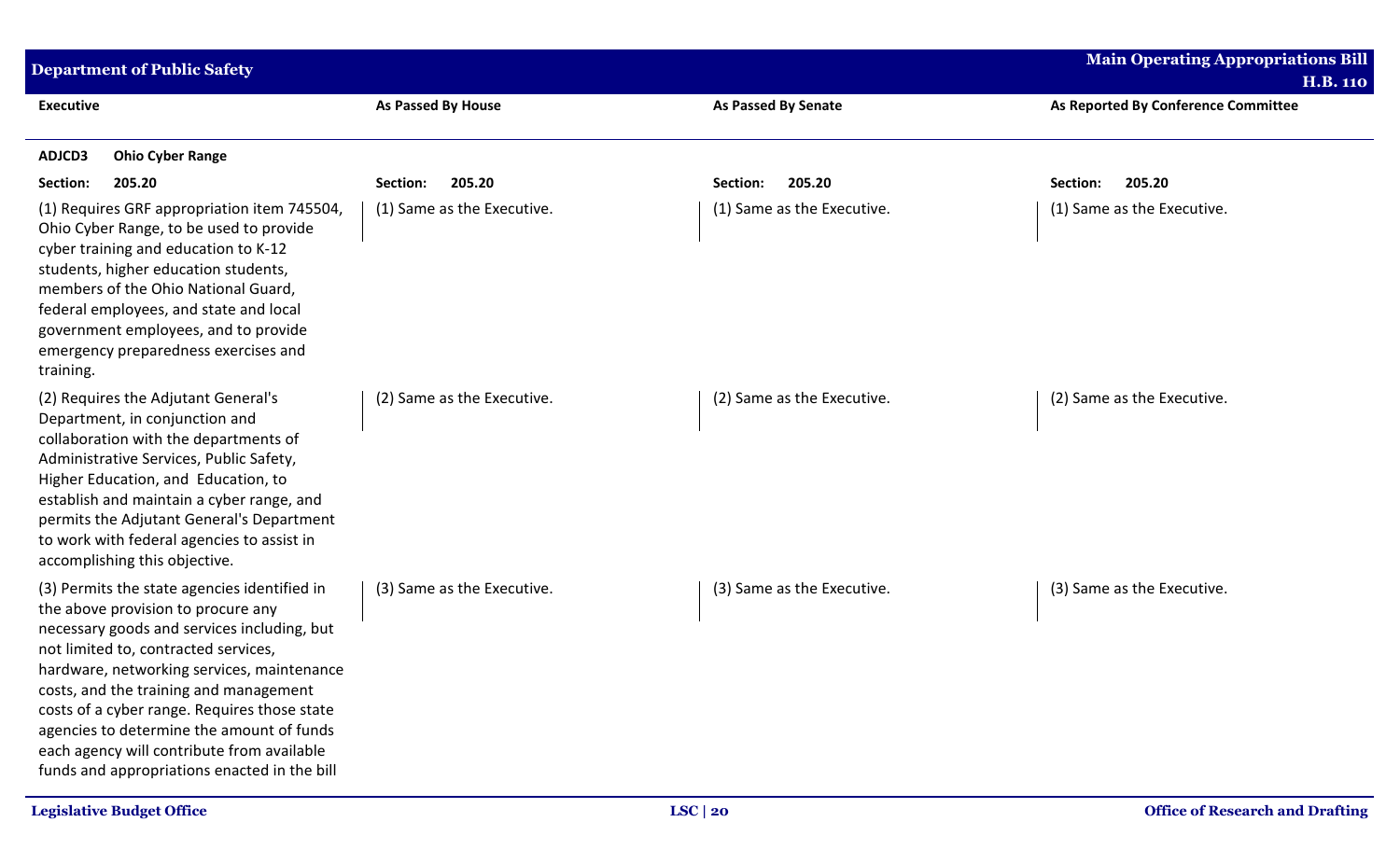| Executive | As Passed By House | As Passed By Senate | As Reported By Conference Committee |
|---|---|---|---|
| **ADJCD3 Ohio Cyber Range** | | | |
| **Section: 205.20** | **Section: 205.20** | **Section: 205.20** | **Section: 205.20** |
| (1) Requires GRF appropriation item 745504, Ohio Cyber Range, to be used to provide cyber training and education to K-12 students, higher education students, members of the Ohio National Guard, federal employees, and state and local government employees, and to provide emergency preparedness exercises and training. | (1) Same as the Executive. | (1) Same as the Executive. | (1) Same as the Executive. |
| (2) Requires the Adjutant General's Department, in conjunction and collaboration with the departments of Administrative Services, Public Safety, Higher Education, and Education, to establish and maintain a cyber range, and permits the Adjutant General's Department to work with federal agencies to assist in accomplishing this objective. | (2) Same as the Executive. | (2) Same as the Executive. | (2) Same as the Executive. |
| (3) Permits the state agencies identified in the above provision to procure any necessary goods and services including, but not limited to, contracted services, hardware, networking services, maintenance costs, and the training and management costs of a cyber range. Requires those state agencies to determine the amount of funds each agency will contribute from available funds and appropriations enacted in the bill | (3) Same as the Executive. | (3) Same as the Executive. | (3) Same as the Executive. |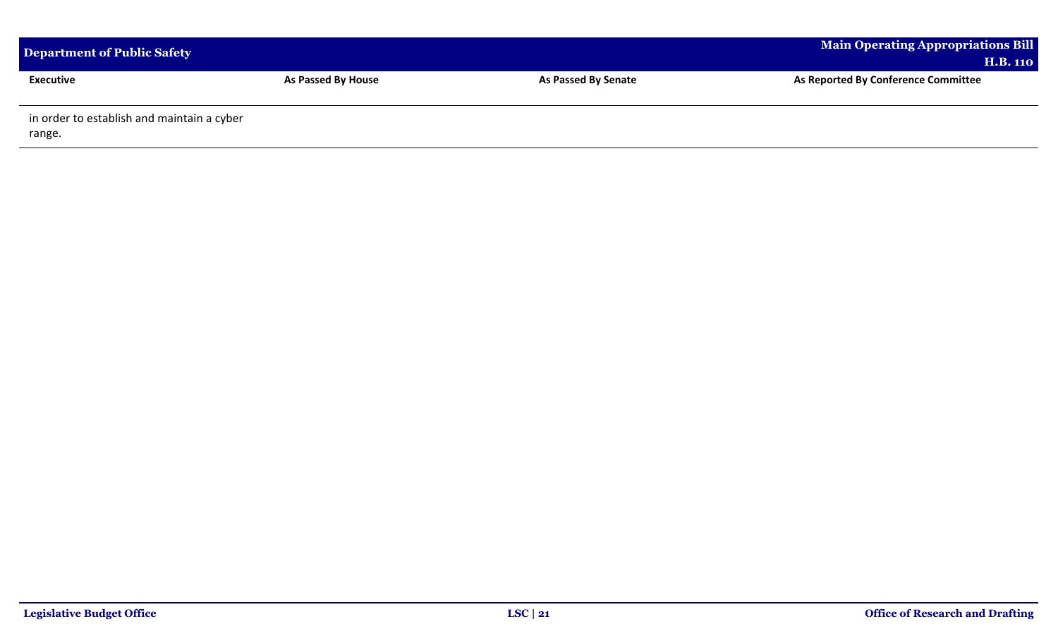| Executive | As Passed By House | As Passed By Senate | As Reported By Conference Committee |
|---|---|---|---|
| in order to establish and maintain a cyber range. | | | |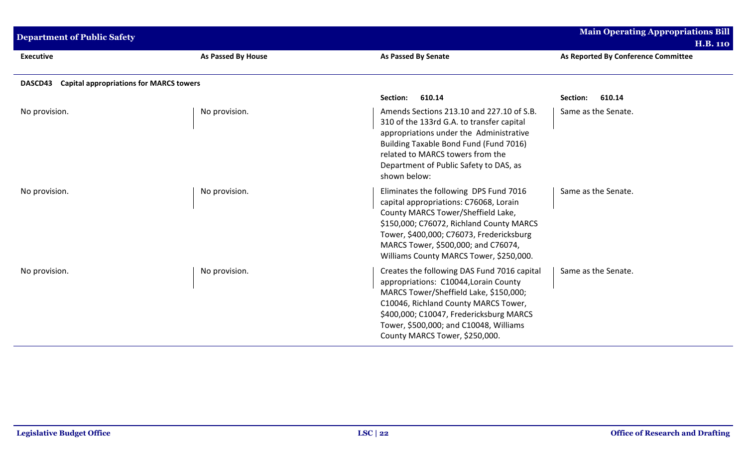| Executive | As Passed By House | As Passed By Senate | As Reported By Conference Committee |
|---|---|---|---|
| **DASCD43 Capital appropriations for MARCS towers** | | | |
| | | **Section: 610.14** | **Section: 610.14** |
| No provision. | No provision. | Amends Sections 213.10 and 227.10 of S.B. 310 of the 133rd G.A. to transfer capital appropriations under the Administrative Building Taxable Bond Fund (Fund 7016) related to MARCS towers from the Department of Public Safety to DAS, as shown below: | Same as the Senate. |
| No provision. | No provision. | Eliminates the following DPS Fund 7016 capital appropriations: C76068, Lorain County MARCS Tower/Sheffield Lake, $150,000; C76072, Richland County MARCS Tower, $400,000; C76073, Fredericksburg MARCS Tower, $500,000; and C76074, Williams County MARCS Tower, $250,000. | Same as the Senate. |
| No provision. | No provision. | Creates the following DAS Fund 7016 capital appropriations: C10044,Lorain County MARCS Tower/Sheffield Lake, $150,000; C10046, Richland County MARCS Tower, $400,000; C10047, Fredericksburg MARCS Tower, $500,000; and C10048, Williams County MARCS Tower, $250,000. | Same as the Senate. |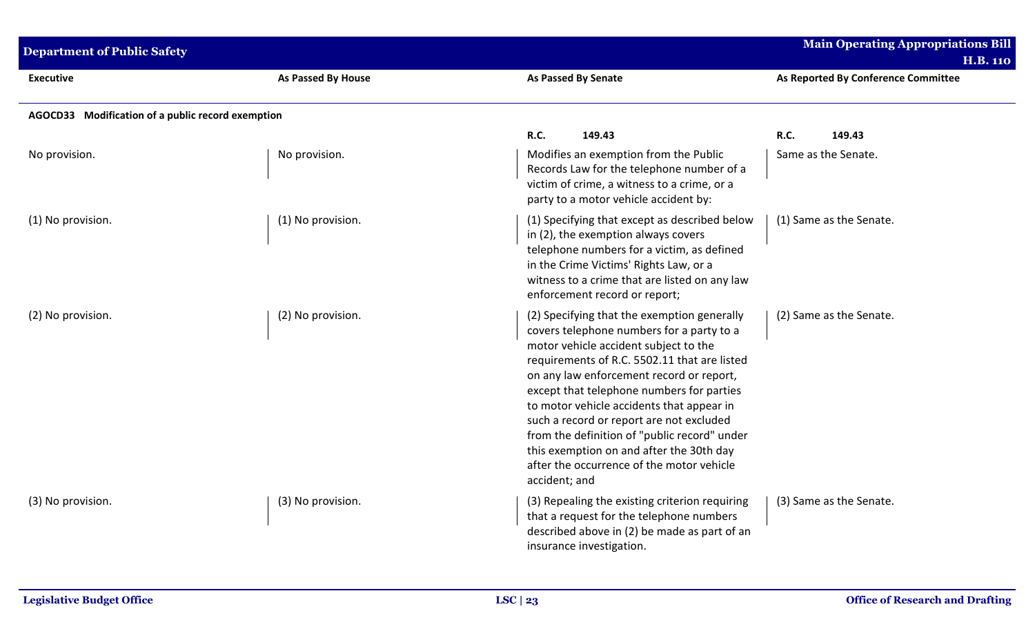| Executive | As Passed By House | As Passed By Senate | As Reported By Conference Committee |
|---|---|---|---|
| **AGOCD33 Modification of a public record exemption** | | | |
| | | **R.C. 149.43** | **R.C. 149.43** |
| No provision. | No provision. | Modifies an exemption from the Public Records Law for the telephone number of a victim of crime, a witness to a crime, or a party to a motor vehicle accident by: | Same as the Senate. |
| (1) No provision. | (1) No provision. | (1) Specifying that except as described below in (2), the exemption always covers telephone numbers for a victim, as defined in the Crime Victims' Rights Law, or a witness to a crime that are listed on any law enforcement record or report; | (1) Same as the Senate. |
| (2) No provision. | (2) No provision. | (2) Specifying that the exemption generally covers telephone numbers for a party to a motor vehicle accident subject to the requirements of R.C. 5502.11 that are listed on any law enforcement record or report, except that telephone numbers for parties to motor vehicle accidents that appear in such a record or report are not excluded from the definition of "public record" under this exemption on and after the 30th day after the occurrence of the motor vehicle accident; and | (2) Same as the Senate. |
| (3) No provision. | (3) No provision. | (3) Repealing the existing criterion requiring that a request for the telephone numbers described above in (2) be made as part of an insurance investigation. | (3) Same as the Senate. |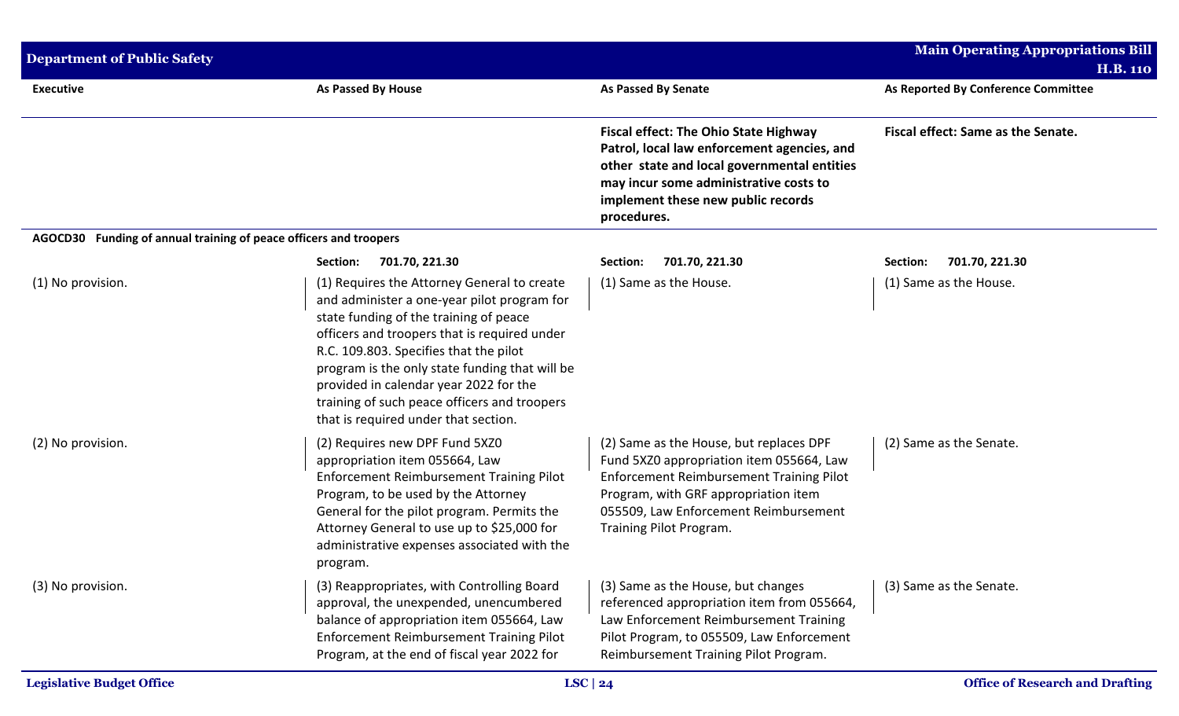| Executive | As Passed By House | As Passed By Senate | As Reported By Conference Committee |
|---|---|---|---|
| | | **Fiscal effect: The Ohio State Highway Patrol, local law enforcement agencies, and other state and local governmental entities may incur some administrative costs to implement these new public records procedures.** | **Fiscal effect: Same as the Senate.** |
| **AGOCD30 Funding of annual training of peace officers and troopers** | | | |
| | **Section: 701.70, 221.30** | **Section: 701.70, 221.30** | **Section: 701.70, 221.30** |
| (1) No provision. | (1) Requires the Attorney General to create and administer a one-year pilot program for state funding of the training of peace officers and troopers that is required under R.C. 109.803. Specifies that the pilot program is the only state funding that will be provided in calendar year 2022 for the training of such peace officers and troopers that is required under that section. | (1) Same as the House. | (1) Same as the House. |
| (2) No provision. | (2) Requires new DPF Fund 5XZ0 appropriation item 055664, Law Enforcement Reimbursement Training Pilot Program, to be used by the Attorney General for the pilot program. Permits the Attorney General to use up to $25,000 for administrative expenses associated with the program. | (2) Same as the House, but replaces DPF Fund 5XZ0 appropriation item 055664, Law Enforcement Reimbursement Training Pilot Program, with GRF appropriation item 055509, Law Enforcement Reimbursement Training Pilot Program. | (2) Same as the Senate. |
| (3) No provision. | (3) Reappropriates, with Controlling Board approval, the unexpended, unencumbered balance of appropriation item 055664, Law Enforcement Reimbursement Training Pilot Program, at the end of fiscal year 2022 for | (3) Same as the House, but changes referenced appropriation item from 055664, Law Enforcement Reimbursement Training Pilot Program, to 055509, Law Enforcement Reimbursement Training Pilot Program. | (3) Same as the Senate. |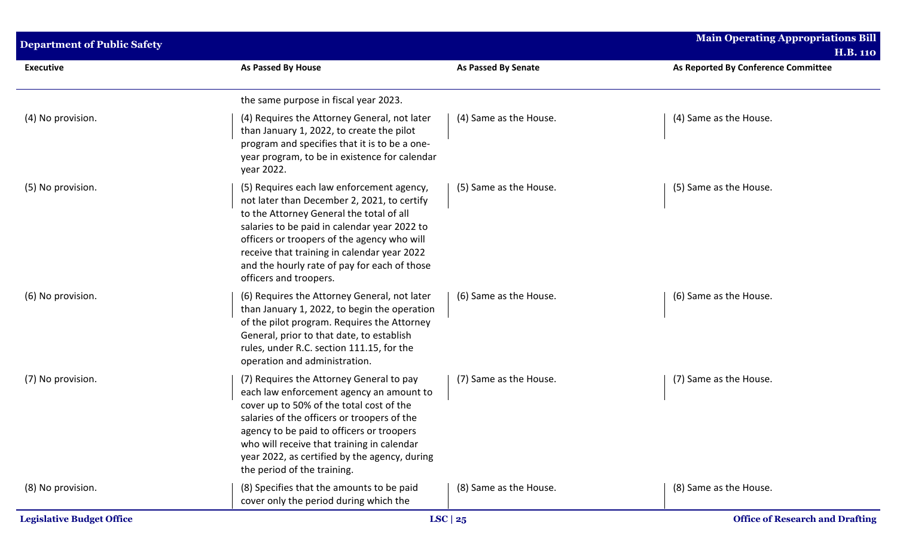| Executive | As Passed By House | As Passed By Senate | As Reported By Conference Committee |
|---|---|---|---|
| | the same purpose in fiscal year 2023. | | |
| (4) No provision. | (4) Requires the Attorney General, not later than January 1, 2022, to create the pilot program and specifies that it is to be a one-year program, to be in existence for calendar year 2022. | (4) Same as the House. | (4) Same as the House. |
| (5) No provision. | (5) Requires each law enforcement agency, not later than December 2, 2021, to certify to the Attorney General the total of all salaries to be paid in calendar year 2022 to officers or troopers of the agency who will receive that training in calendar year 2022 and the hourly rate of pay for each of those officers and troopers. | (5) Same as the House. | (5) Same as the House. |
| (6) No provision. | (6) Requires the Attorney General, not later than January 1, 2022, to begin the operation of the pilot program. Requires the Attorney General, prior to that date, to establish rules, under R.C. section 111.15, for the operation and administration. | (6) Same as the House. | (6) Same as the House. |
| (7) No provision. | (7) Requires the Attorney General to pay each law enforcement agency an amount to cover up to 50% of the total cost of the salaries of the officers or troopers of the agency to be paid to officers or troopers who will receive that training in calendar year 2022, as certified by the agency, during the period of the training. | (7) Same as the House. | (7) Same as the House. |
| (8) No provision. | (8) Specifies that the amounts to be paid cover only the period during which the | (8) Same as the House. | (8) Same as the House. |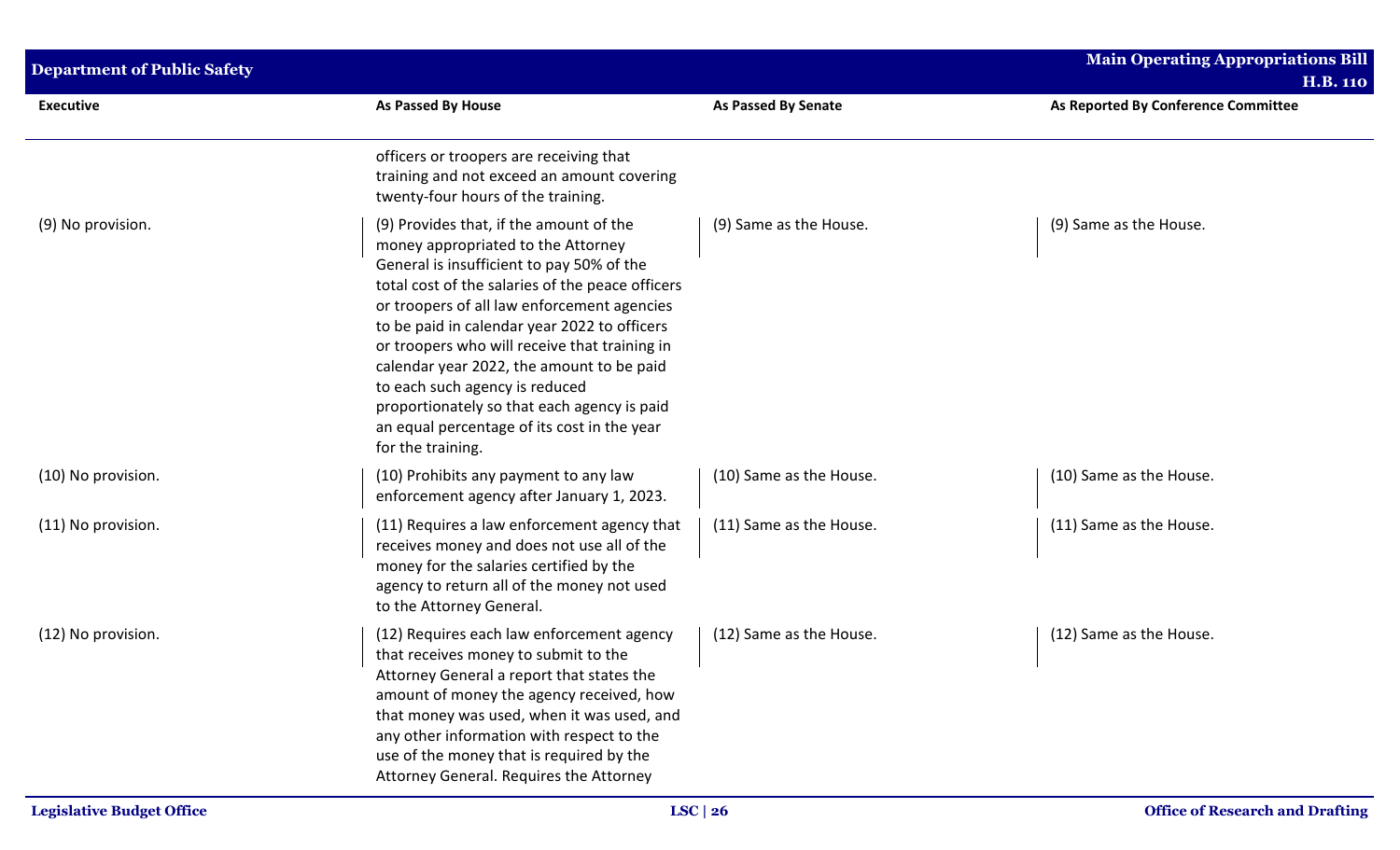| Executive | As Passed By House | As Passed By Senate | As Reported By Conference Committee |
|---|---|---|---|
| | officers or troopers are receiving that training and not exceed an amount covering twenty-four hours of the training. | | |
| (9) No provision. | (9) Provides that, if the amount of the money appropriated to the Attorney General is insufficient to pay 50% of the total cost of the salaries of the peace officers or troopers of all law enforcement agencies to be paid in calendar year 2022 to officers or troopers who will receive that training in calendar year 2022, the amount to be paid to each such agency is reduced proportionately so that each agency is paid an equal percentage of its cost in the year for the training. | (9) Same as the House. | (9) Same as the House. |
| (10) No provision. | (10) Prohibits any payment to any law enforcement agency after January 1, 2023. | (10) Same as the House. | (10) Same as the House. |
| (11) No provision. | (11) Requires a law enforcement agency that receives money and does not use all of the money for the salaries certified by the agency to return all of the money not used to the Attorney General. | (11) Same as the House. | (11) Same as the House. |
| (12) No provision. | (12) Requires each law enforcement agency that receives money to submit to the Attorney General a report that states the amount of money the agency received, how that money was used, when it was used, and any other information with respect to the use of the money that is required by the Attorney General. Requires the Attorney | (12) Same as the House. | (12) Same as the House. |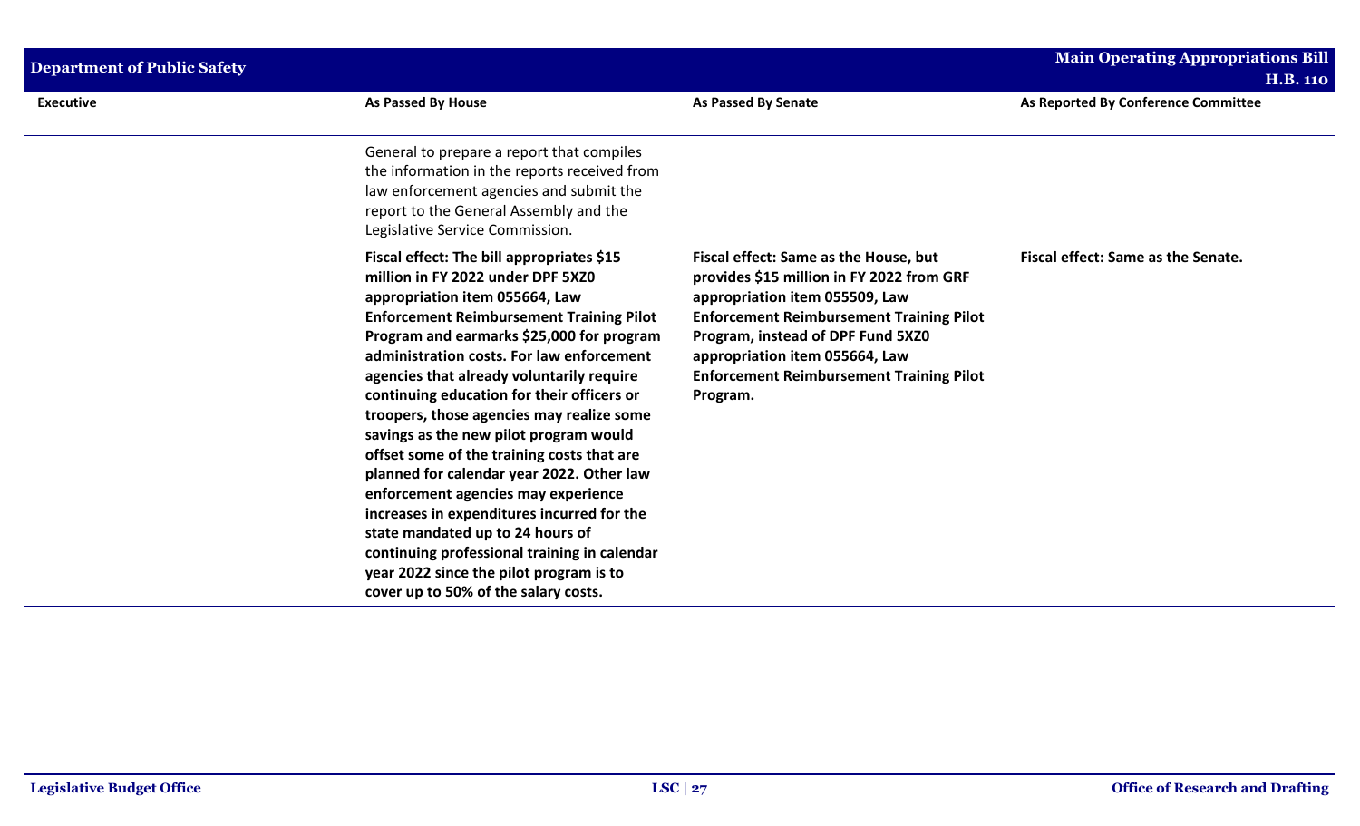| Executive | As Passed By House | As Passed By Senate | As Reported By Conference Committee |
|---|---|---|---|
| | General to prepare a report that compiles the information in the reports received from law enforcement agencies and submit the report to the General Assembly and the Legislative Service Commission. | | |
| | **Fiscal effect: The bill appropriates $15 million in FY 2022 under DPF 5XZ0 appropriation item 055664, Law Enforcement Reimbursement Training Pilot Program and earmarks $25,000 for program administration costs. For law enforcement agencies that already voluntarily require continuing education for their officers or troopers, those agencies may realize some savings as the new pilot program would offset some of the training costs that are planned for calendar year 2022. Other law enforcement agencies may experience increases in expenditures incurred for the state mandated up to 24 hours of continuing professional training in calendar year 2022 since the pilot program is to cover up to 50% of the salary costs.** | **Fiscal effect: Same as the House, but provides $15 million in FY 2022 from GRF appropriation item 055509, Law Enforcement Reimbursement Training Pilot Program, instead of DPF Fund 5XZ0 appropriation item 055664, Law Enforcement Reimbursement Training Pilot Program.** | **Fiscal effect: Same as the Senate.** |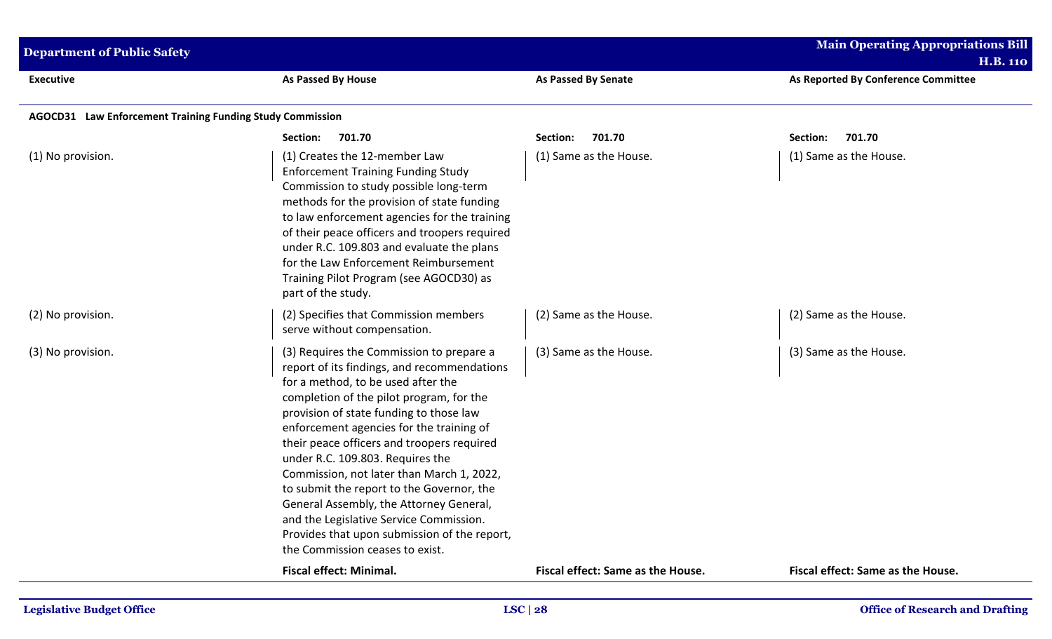| Executive | As Passed By House | As Passed By Senate | As Reported By Conference Committee |
|---|---|---|---|
| **AGOCD31 Law Enforcement Training Funding Study Commission** | | | |
| | **Section: 701.70** | **Section: 701.70** | **Section: 701.70** |
| (1) No provision. | (1) Creates the 12-member Law Enforcement Training Funding Study Commission to study possible long-term methods for the provision of state funding to law enforcement agencies for the training of their peace officers and troopers required under R.C. 109.803 and evaluate the plans for the Law Enforcement Reimbursement Training Pilot Program (see AGOCD30) as part of the study. | (1) Same as the House. | (1) Same as the House. |
| (2) No provision. | (2) Specifies that Commission members serve without compensation. | (2) Same as the House. | (2) Same as the House. |
| (3) No provision. | (3) Requires the Commission to prepare a report of its findings, and recommendations for a method, to be used after the completion of the pilot program, for the provision of state funding to those law enforcement agencies for the training of their peace officers and troopers required under R.C. 109.803. Requires the Commission, not later than March 1, 2022, to submit the report to the Governor, the General Assembly, the Attorney General, and the Legislative Service Commission. Provides that upon submission of the report, the Commission ceases to exist. | (3) Same as the House. | (3) Same as the House. |
| | **Fiscal effect: Minimal.** | **Fiscal effect: Same as the House.** | **Fiscal effect: Same as the House.** |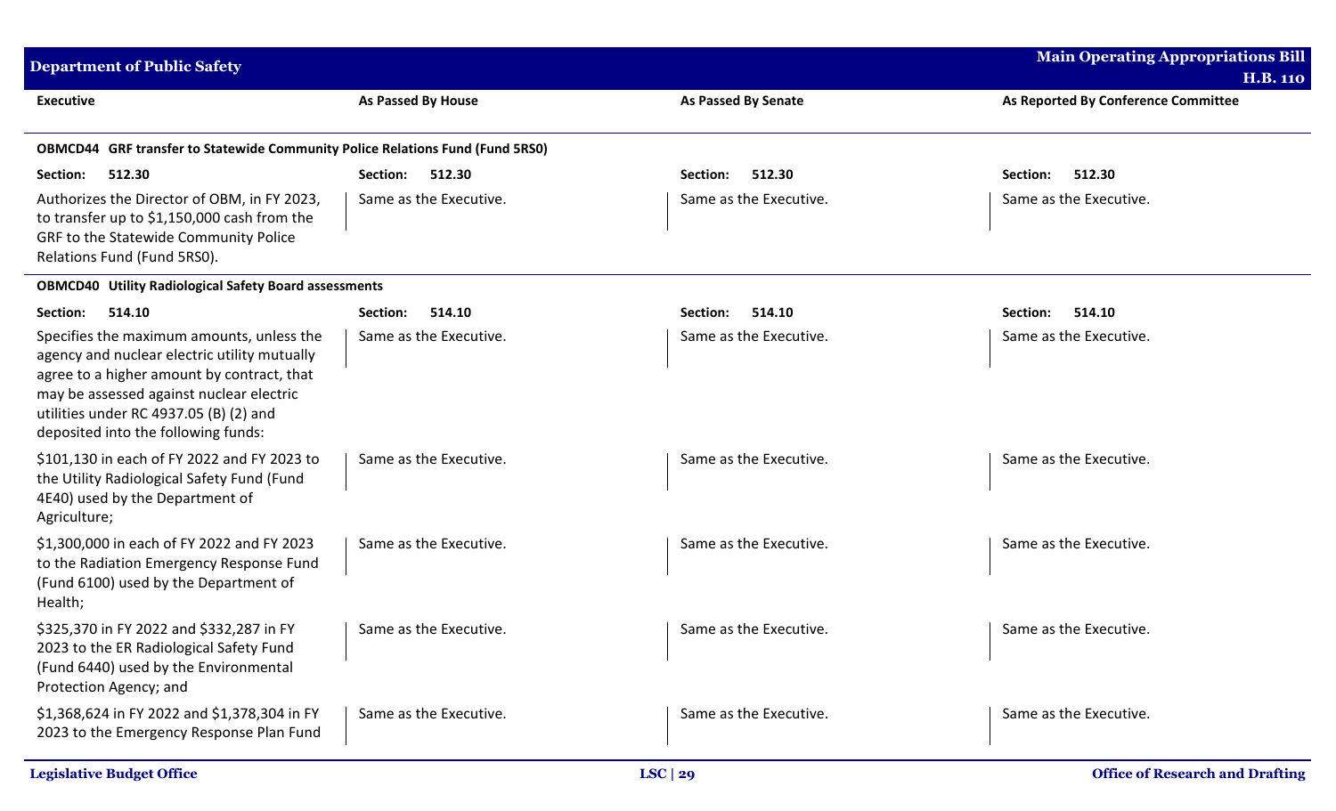| Executive | As Passed By House | As Passed By Senate | As Reported By Conference Committee |
|---|---|---|---|
| **OBMCD44 GRF transfer to Statewide Community Police Relations Fund (Fund 5RS0)** | | | |
| **Section: 512.30** | **Section: 512.30** | **Section: 512.30** | **Section: 512.30** |
| Authorizes the Director of OBM, in FY 2023, to transfer up to $1,150,000 cash from the GRF to the Statewide Community Police Relations Fund (Fund 5RS0). | Same as the Executive. | Same as the Executive. | Same as the Executive. |
| **OBMCD40 Utility Radiological Safety Board assessments** | | | |
| **Section: 514.10** | **Section: 514.10** | **Section: 514.10** | **Section: 514.10** |
| Specifies the maximum amounts, unless the agency and nuclear electric utility mutually agree to a higher amount by contract, that may be assessed against nuclear electric utilities under RC 4937.05 (B) (2) and deposited into the following funds: | Same as the Executive. | Same as the Executive. | Same as the Executive. |
| $101,130 in each of FY 2022 and FY 2023 to the Utility Radiological Safety Fund (Fund 4E40) used by the Department of Agriculture; | Same as the Executive. | Same as the Executive. | Same as the Executive. |
| $1,300,000 in each of FY 2022 and FY 2023 to the Radiation Emergency Response Fund (Fund 6100) used by the Department of Health; | Same as the Executive. | Same as the Executive. | Same as the Executive. |
| $325,370 in FY 2022 and $332,287 in FY 2023 to the ER Radiological Safety Fund (Fund 6440) used by the Environmental Protection Agency; and | Same as the Executive. | Same as the Executive. | Same as the Executive. |
| $1,368,624 in FY 2022 and $1,378,304 in FY 2023 to the Emergency Response Plan Fund | Same as the Executive. | Same as the Executive. | Same as the Executive. |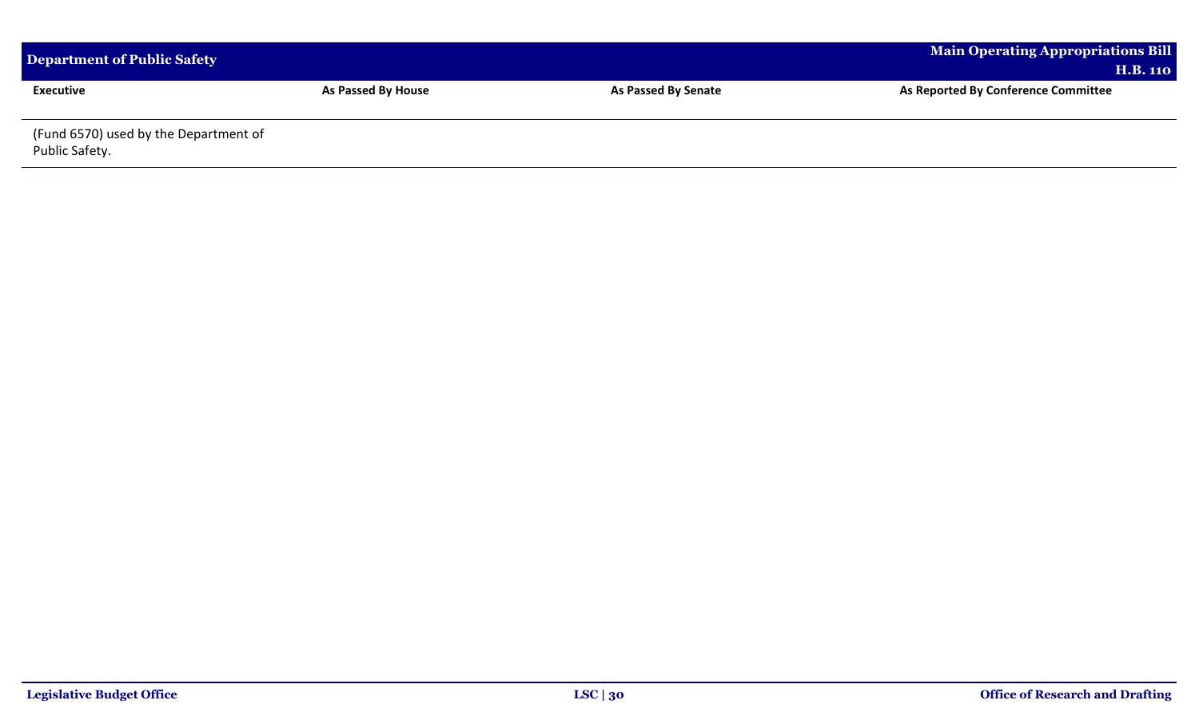| Executive | As Passed By House | As Passed By Senate | As Reported By Conference Committee |
|---|---|---|---|
| (Fund 6570) used by the Department of Public Safety. | | | |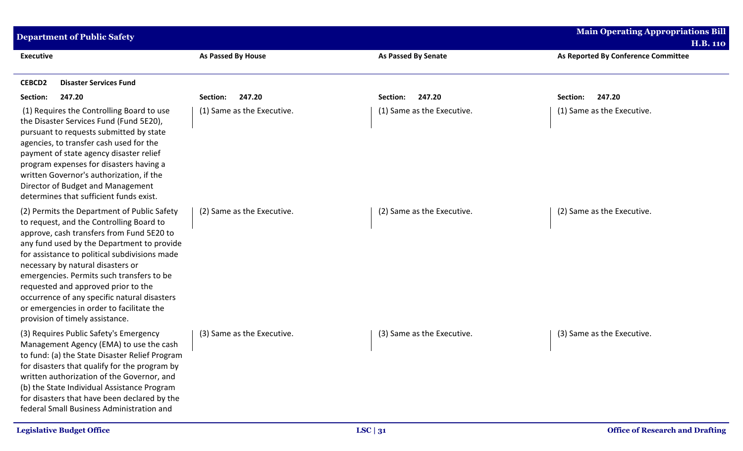| Executive | As Passed By House | As Passed By Senate | As Reported By Conference Committee |
|---|---|---|---|
| **CEBCD2 Disaster Services Fund** | | | |
| **Section: 247.20** | **Section: 247.20** | **Section: 247.20** | **Section: 247.20** |
| (1) Requires the Controlling Board to use the Disaster Services Fund (Fund 5E20), pursuant to requests submitted by state agencies, to transfer cash used for the payment of state agency disaster relief program expenses for disasters having a written Governor's authorization, if the Director of Budget and Management determines that sufficient funds exist. | (1) Same as the Executive. | (1) Same as the Executive. | (1) Same as the Executive. |
| (2) Permits the Department of Public Safety to request, and the Controlling Board to approve, cash transfers from Fund 5E20 to any fund used by the Department to provide for assistance to political subdivisions made necessary by natural disasters or emergencies. Permits such transfers to be requested and approved prior to the occurrence of any specific natural disasters or emergencies in order to facilitate the provision of timely assistance. | (2) Same as the Executive. | (2) Same as the Executive. | (2) Same as the Executive. |
| (3) Requires Public Safety's Emergency Management Agency (EMA) to use the cash to fund: (a) the State Disaster Relief Program for disasters that qualify for the program by written authorization of the Governor, and (b) the State Individual Assistance Program for disasters that have been declared by the federal Small Business Administration and | (3) Same as the Executive. | (3) Same as the Executive. | (3) Same as the Executive. |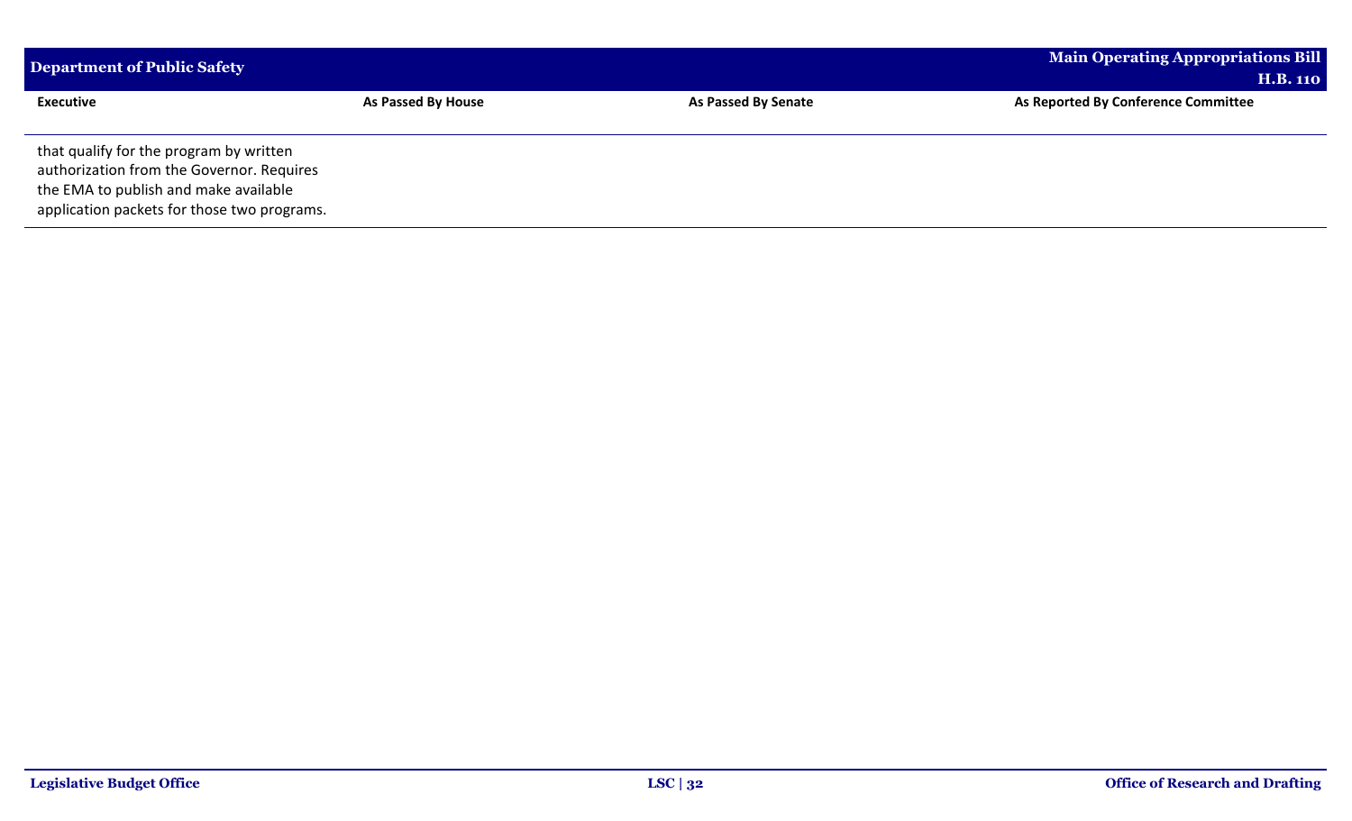| Executive | As Passed By House | As Passed By Senate | As Reported By Conference Committee |
|---|---|---|---|
| that qualify for the program by written authorization from the Governor. Requires the EMA to publish and make available application packets for those two programs. | | | |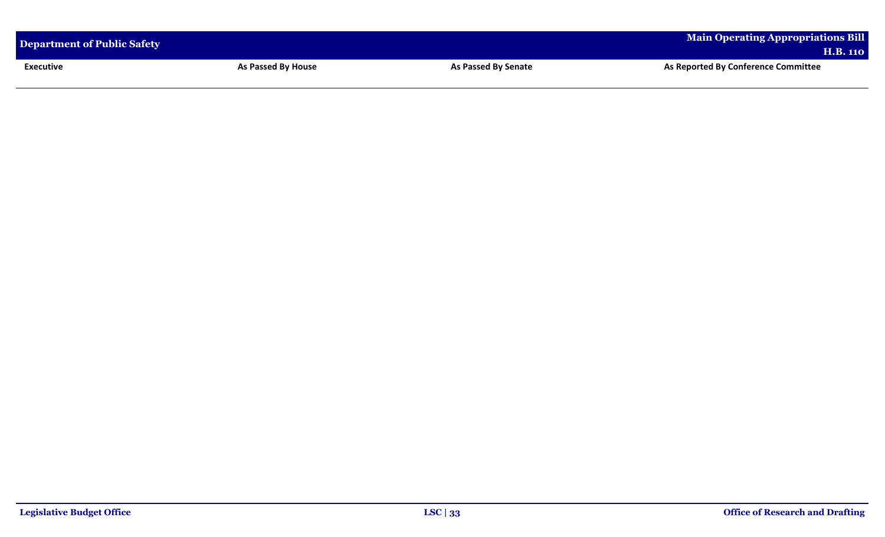| Executive | As Passed By House | As Passed By Senate | As Reported By Conference Committee |
| --- | --- | --- | --- |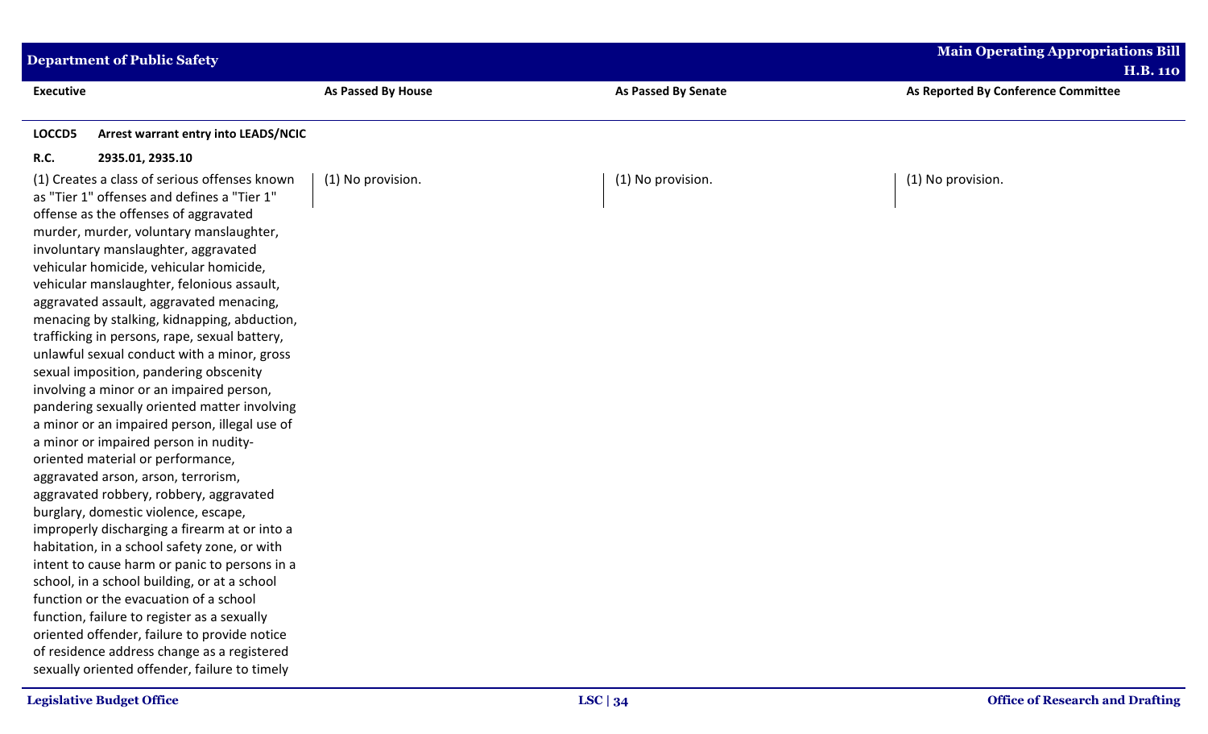| Executive | As Passed By House | As Passed By Senate | As Reported By Conference Committee |
|---|---|---|---|
| **LOCCD5 Arrest warrant entry into LEADS/NCIC** | | | |
| **R.C. 2935.01, 2935.10** | | | |
| (1) Creates a class of serious offenses known as "Tier 1" offenses and defines a "Tier 1" offense as the offenses of aggravated murder, murder, voluntary manslaughter, involuntary manslaughter, aggravated vehicular homicide, vehicular homicide, vehicular manslaughter, felonious assault, aggravated assault, aggravated menacing, menacing by stalking, kidnapping, abduction, trafficking in persons, rape, sexual battery, unlawful sexual conduct with a minor, gross sexual imposition, pandering obscenity involving a minor or an impaired person, pandering sexually oriented matter involving a minor or an impaired person, illegal use of a minor or impaired person in nudity-oriented material or performance, aggravated arson, arson, terrorism, aggravated robbery, robbery, aggravated burglary, domestic violence, escape, improperly discharging a firearm at or into a habitation, in a school safety zone, or with intent to cause harm or panic to persons in a school, in a school building, or at a school function or the evacuation of a school function, failure to register as a sexually oriented offender, failure to provide notice of residence address change as a registered sexually oriented offender, failure to timely | (1) No provision. | (1) No provision. | (1) No provision. |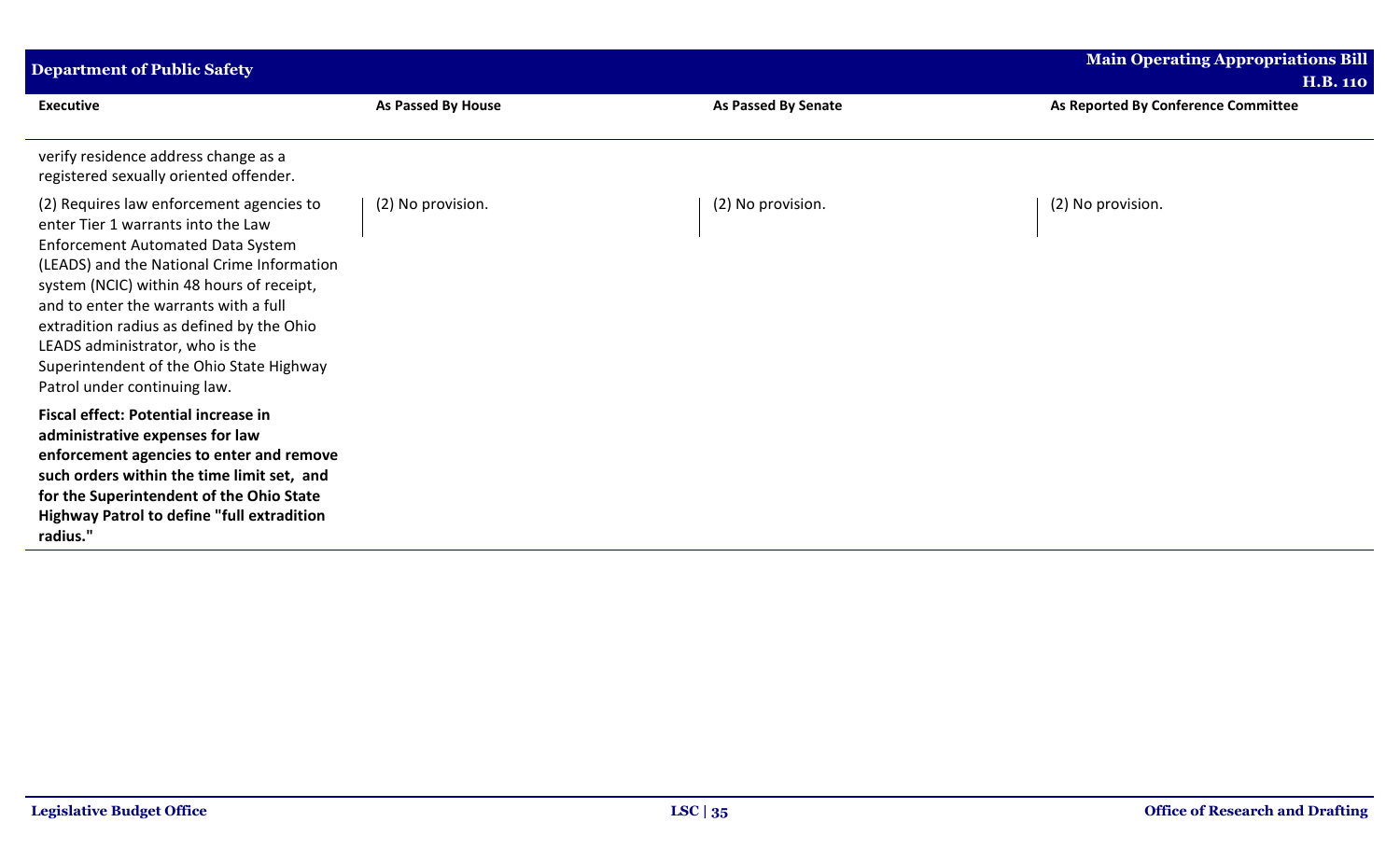| Executive | As Passed By House | As Passed By Senate | As Reported By Conference Committee |
|---|---|---|---|
| verify residence address change as a registered sexually oriented offender. | | | |
| (2) Requires law enforcement agencies to enter Tier 1 warrants into the Law Enforcement Automated Data System (LEADS) and the National Crime Information system (NCIC) within 48 hours of receipt, and to enter the warrants with a full extradition radius as defined by the Ohio LEADS administrator, who is the Superintendent of the Ohio State Highway Patrol under continuing law. | (2) No provision. | (2) No provision. | (2) No provision. |
| **Fiscal effect: Potential increase in administrative expenses for law enforcement agencies to enter and remove such orders within the time limit set, and for the Superintendent of the Ohio State Highway Patrol to define "full extradition radius."** | | | |